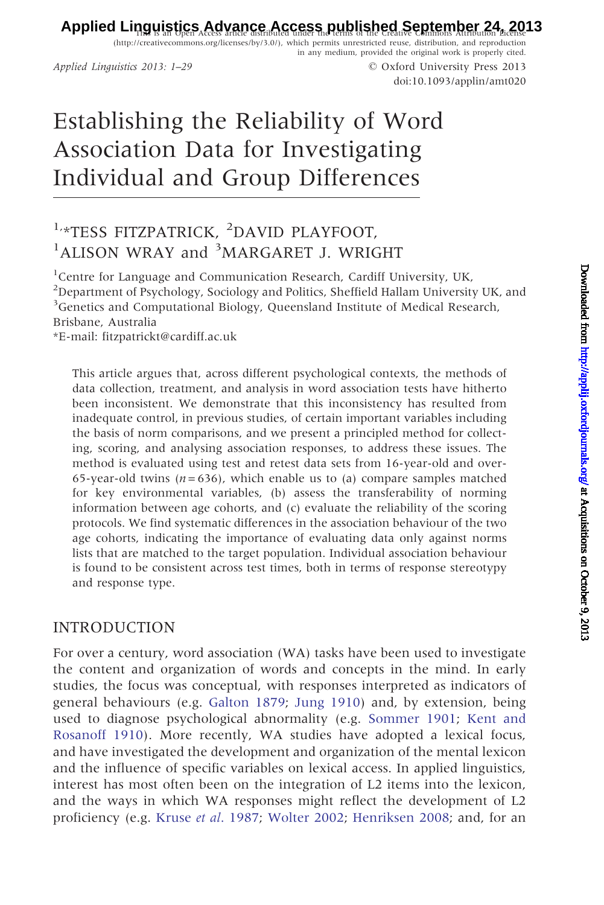# Establishing the Reliability of Word Association Data for Investigating Individual and Group Differences

[1,*]TESS FITZPATRICK, [2]DAVID PLAYFOOT, [1]ALISON WRAY and [3]MARGARET J. WRIGHT

[1]Centre for Language and Communication Research, Cardiff University, UK,
[2]Department of Psychology, Sociology and Politics, Sheffield Hallam University UK, and
[3]Genetics and Computational Biology, Queensland Institute of Medical Research, Brisbane, Australia

*E-mail: fitzpatrickt@cardiff.ac.uk

This article argues that, across different psychological contexts, the methods of data collection, treatment, and analysis in word association tests have hitherto been inconsistent. We demonstrate that this inconsistency has resulted from inadequate control, in previous studies, of certain important variables including the basis of norm comparisons, and we present a principled method for collecting, scoring, and analysing association responses, to address these issues. The method is evaluated using test and retest data sets from 16-year-old and over-65-year-old twins ($n = 636$), which enable us to (a) compare samples matched for key environmental variables, (b) assess the transferability of norming information between age cohorts, and (c) evaluate the reliability of the scoring protocols. We find systematic differences in the association behaviour of the two age cohorts, indicating the importance of evaluating data only against norms lists that are matched to the target population. Individual association behaviour is found to be consistent across test times, both in terms of response stereotypy and response type.

## INTRODUCTION

For over a century, word association (WA) tasks have been used to investigate the content and organization of words and concepts in the mind. In early studies, the focus was conceptual, with responses interpreted as indicators of general behaviours (e.g. Galton 1879; Jung 1910) and, by extension, being used to diagnose psychological abnormality (e.g. Sommer 1901; Kent and Rosanoff 1910). More recently, WA studies have adopted a lexical focus, and have investigated the development and organization of the mental lexicon and the influence of specific variables on lexical access. In applied linguistics, interest has most often been on the integration of L2 items into the lexicon, and the ways in which WA responses might reflect the development of L2 proficiency (e.g. Kruse *et al.* 1987; Wolter 2002; Henriksen 2008; and, for an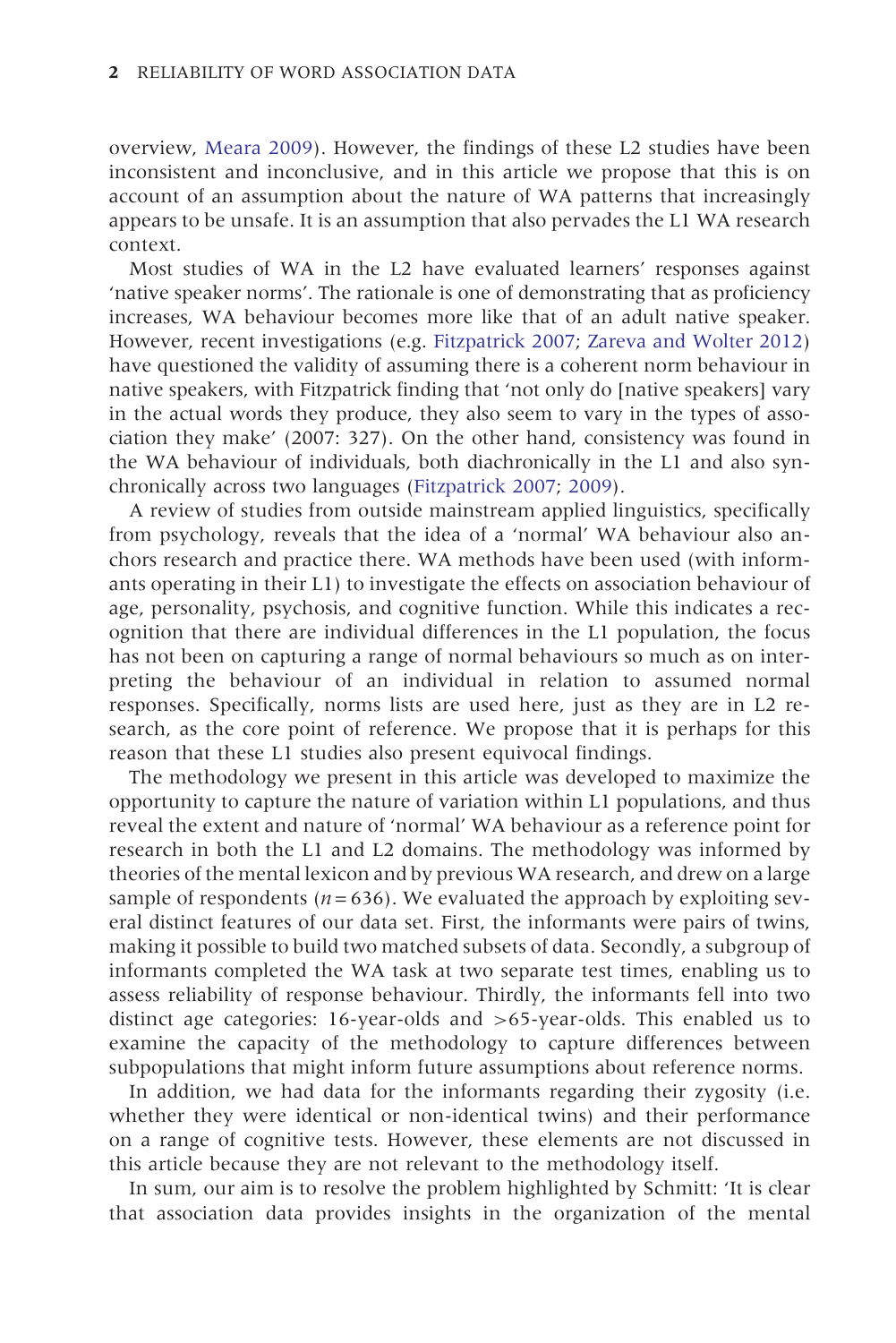overview, Meara 2009). However, the findings of these L2 studies have been inconsistent and inconclusive, and in this article we propose that this is on account of an assumption about the nature of WA patterns that increasingly appears to be unsafe. It is an assumption that also pervades the L1 WA research context.

Most studies of WA in the L2 have evaluated learners' responses against 'native speaker norms'. The rationale is one of demonstrating that as proficiency increases, WA behaviour becomes more like that of an adult native speaker. However, recent investigations (e.g. Fitzpatrick 2007; Zareva and Wolter 2012) have questioned the validity of assuming there is a coherent norm behaviour in native speakers, with Fitzpatrick finding that 'not only do [native speakers] vary in the actual words they produce, they also seem to vary in the types of association they make' (2007: 327). On the other hand, consistency was found in the WA behaviour of individuals, both diachronically in the L1 and also synchronically across two languages (Fitzpatrick 2007; 2009).

A review of studies from outside mainstream applied linguistics, specifically from psychology, reveals that the idea of a 'normal' WA behaviour also anchors research and practice there. WA methods have been used (with informants operating in their L1) to investigate the effects on association behaviour of age, personality, psychosis, and cognitive function. While this indicates a recognition that there are individual differences in the L1 population, the focus has not been on capturing a range of normal behaviours so much as on interpreting the behaviour of an individual in relation to assumed normal responses. Specifically, norms lists are used here, just as they are in L2 research, as the core point of reference. We propose that it is perhaps for this reason that these L1 studies also present equivocal findings.

The methodology we present in this article was developed to maximize the opportunity to capture the nature of variation within L1 populations, and thus reveal the extent and nature of 'normal' WA behaviour as a reference point for research in both the L1 and L2 domains. The methodology was informed by theories of the mental lexicon and by previous WA research, and drew on a large sample of respondents ($n = 636$). We evaluated the approach by exploiting several distinct features of our data set. First, the informants were pairs of twins, making it possible to build two matched subsets of data. Secondly, a subgroup of informants completed the WA task at two separate test times, enabling us to assess reliability of response behaviour. Thirdly, the informants fell into two distinct age categories: 16-year-olds and >65-year-olds. This enabled us to examine the capacity of the methodology to capture differences between subpopulations that might inform future assumptions about reference norms.

In addition, we had data for the informants regarding their zygosity (i.e. whether they were identical or non-identical twins) and their performance on a range of cognitive tests. However, these elements are not discussed in this article because they are not relevant to the methodology itself.

In sum, our aim is to resolve the problem highlighted by Schmitt: 'It is clear that association data provides insights in the organization of the mental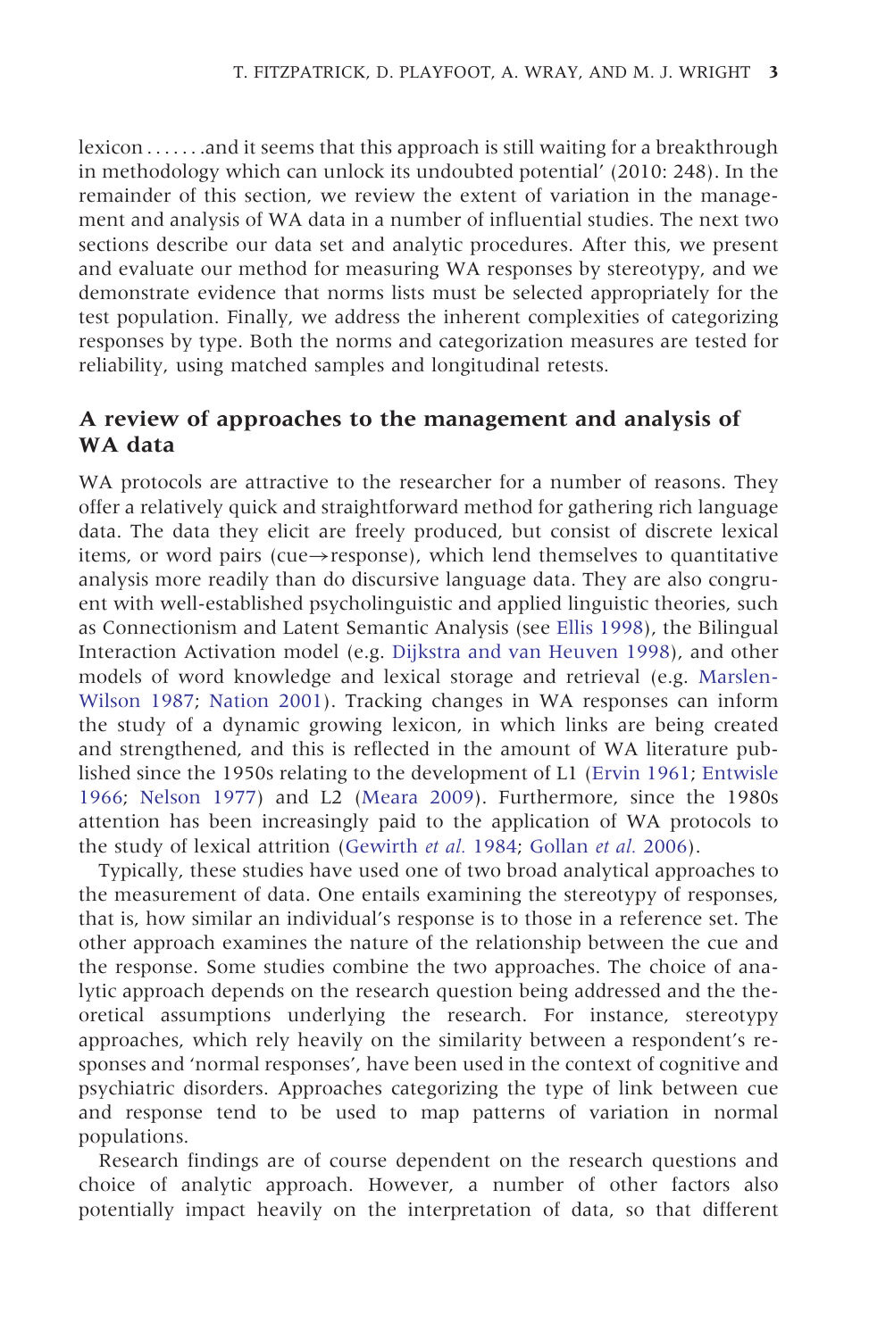lexicon . . . . . . .and it seems that this approach is still waiting for a breakthrough in methodology which can unlock its undoubted potential' (2010: 248). In the remainder of this section, we review the extent of variation in the management and analysis of WA data in a number of influential studies. The next two sections describe our data set and analytic procedures. After this, we present and evaluate our method for measuring WA responses by stereotypy, and we demonstrate evidence that norms lists must be selected appropriately for the test population. Finally, we address the inherent complexities of categorizing responses by type. Both the norms and categorization measures are tested for reliability, using matched samples and longitudinal retests.

## A review of approaches to the management and analysis of WA data

WA protocols are attractive to the researcher for a number of reasons. They offer a relatively quick and straightforward method for gathering rich language data. The data they elicit are freely produced, but consist of discrete lexical items, or word pairs (cue→response), which lend themselves to quantitative analysis more readily than do discursive language data. They are also congruent with well-established psycholinguistic and applied linguistic theories, such as Connectionism and Latent Semantic Analysis (see Ellis 1998), the Bilingual Interaction Activation model (e.g. Dijkstra and van Heuven 1998), and other models of word knowledge and lexical storage and retrieval (e.g. Marslen-Wilson 1987; Nation 2001). Tracking changes in WA responses can inform the study of a dynamic growing lexicon, in which links are being created and strengthened, and this is reflected in the amount of WA literature published since the 1950s relating to the development of L1 (Ervin 1961; Entwisle 1966; Nelson 1977) and L2 (Meara 2009). Furthermore, since the 1980s attention has been increasingly paid to the application of WA protocols to the study of lexical attrition (Gewirth *et al.* 1984; Gollan *et al.* 2006).

Typically, these studies have used one of two broad analytical approaches to the measurement of data. One entails examining the stereotypy of responses, that is, how similar an individual's response is to those in a reference set. The other approach examines the nature of the relationship between the cue and the response. Some studies combine the two approaches. The choice of analytic approach depends on the research question being addressed and the theoretical assumptions underlying the research. For instance, stereotypy approaches, which rely heavily on the similarity between a respondent's responses and 'normal responses', have been used in the context of cognitive and psychiatric disorders. Approaches categorizing the type of link between cue and response tend to be used to map patterns of variation in normal populations.

Research findings are of course dependent on the research questions and choice of analytic approach. However, a number of other factors also potentially impact heavily on the interpretation of data, so that different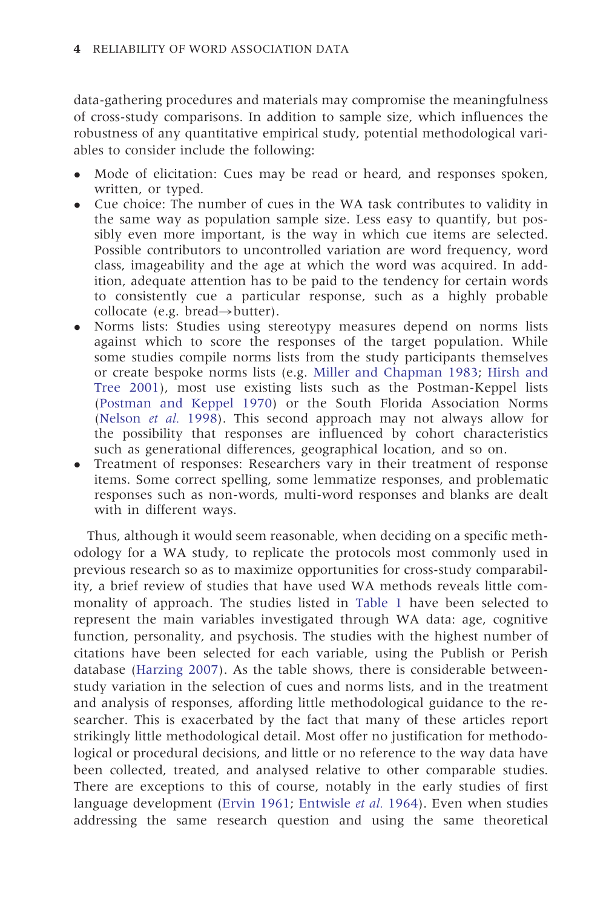data-gathering procedures and materials may compromise the meaningfulness of cross-study comparisons. In addition to sample size, which influences the robustness of any quantitative empirical study, potential methodological variables to consider include the following:

- Mode of elicitation: Cues may be read or heard, and responses spoken, written, or typed.
- Cue choice: The number of cues in the WA task contributes to validity in the same way as population sample size. Less easy to quantify, but possibly even more important, is the way in which cue items are selected. Possible contributors to uncontrolled variation are word frequency, word class, imageability and the age at which the word was acquired. In addition, adequate attention has to be paid to the tendency for certain words to consistently cue a particular response, such as a highly probable collocate (e.g. bread→butter).
- Norms lists: Studies using stereotypy measures depend on norms lists against which to score the responses of the target population. While some studies compile norms lists from the study participants themselves or create bespoke norms lists (e.g. Miller and Chapman 1983; Hirsh and Tree 2001), most use existing lists such as the Postman-Keppel lists (Postman and Keppel 1970) or the South Florida Association Norms (Nelson *et al.* 1998). This second approach may not always allow for the possibility that responses are influenced by cohort characteristics such as generational differences, geographical location, and so on.
- Treatment of responses: Researchers vary in their treatment of response items. Some correct spelling, some lemmatize responses, and problematic responses such as non-words, multi-word responses and blanks are dealt with in different ways.

Thus, although it would seem reasonable, when deciding on a specific methodology for a WA study, to replicate the protocols most commonly used in previous research so as to maximize opportunities for cross-study comparability, a brief review of studies that have used WA methods reveals little commonality of approach. The studies listed in Table 1 have been selected to represent the main variables investigated through WA data: age, cognitive function, personality, and psychosis. The studies with the highest number of citations have been selected for each variable, using the Publish or Perish database (Harzing 2007). As the table shows, there is considerable between-study variation in the selection of cues and norms lists, and in the treatment and analysis of responses, affording little methodological guidance to the researcher. This is exacerbated by the fact that many of these articles report strikingly little methodological detail. Most offer no justification for methodological or procedural decisions, and little or no reference to the way data have been collected, treated, and analysed relative to other comparable studies. There are exceptions to this of course, notably in the early studies of first language development (Ervin 1961; Entwisle *et al.* 1964). Even when studies addressing the same research question and using the same theoretical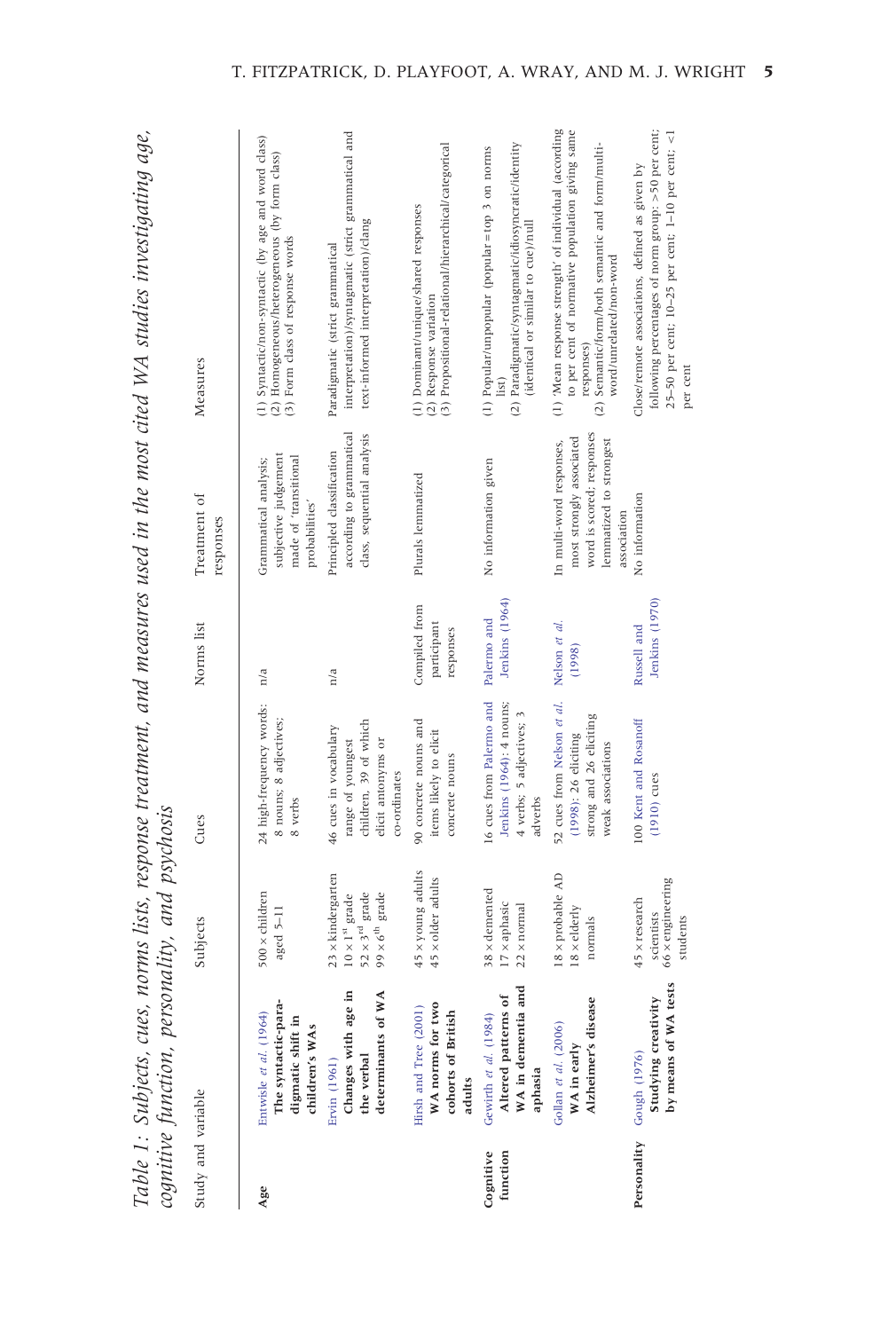*Table 1: Subjects, cues, norms lists, response treatment, and measures used in the most cited WA studies investigating age, cognitive function, personality, and psychosis*

| Study and variable | | Subjects | Cues | Norms list | Treatment of responses | Measures |
|---|---|---|---|---|---|---|
| Age | Entwisle *et al.* (1964) **The syntactic-paradigmatic shift in children's WAs** | 500 × children aged 5–11 | 24 high-frequency words: 8 nouns; 8 adjectives; 8 verbs | n/a | Grammatical analysis; subjective judgement made of 'transitional probabilities' | (1) Syntactic/non-syntactic (by age and word class) (2) Homogeneous/heterogeneous (by form class) (3) Form class of response words |
| | Ervin (1961) **Changes with age in the verbal determinants of WA** | 23 × kindergarten 10 × 1[st] grade 52 × 3[rd] grade 99 × 6[th] grade | 46 cues in vocabulary range of youngest children, 39 of which elicit antonyms or co-ordinates | n/a | Principled classification according to grammatical class, sequential analysis | Paradigmatic (strict grammatical interpretation)/syntagmatic (strict grammatical and text-informed interpretation)/clang |
| | Hirsh and Tree (2001) **WA norms for two cohorts of British adults** | 45 × young adults 45 × older adults | 90 concrete nouns and items likely to elicit concrete nouns | Compiled from participant responses | Plurals lemmatized | (1) Dominant/unique/shared responses (2) Response variation (3) Propositional-relational/hierarchical/categorical |
| Cognitive function | Gewirth *et al.* (1984) **Altered patterns of WA in dementia and aphasia** | 38 × demented 17 × aphasic 22 × normal | 16 cues from Palermo and Jenkins (1964): 4 nouns; 4 verbs; 5 adjectives; 3 adverbs | Palermo and Jenkins (1964) | No information given | (1) Popular/unpopular (popular = top 3 on norms list) (2) Paradigmatic/syntagmatic/idiosyncratic/identity (identical or similar to cue)/null |
| | Gollan *et al.* (2006) **WA in early Alzheimer's disease** | 18 × probable AD 18 × elderly normals | 52 cues from Nelson *et al.* (1998): 26 eliciting strong and 26 eliciting weak associations | Nelson *et al.* (1998) | In multi-word responses, most strongly associated word is scored; responses lemmatized to strongest association | (1) 'Mean response strength' of individual (according to per cent of normative population giving same responses) (2) Semantic/form/both semantic and form/multi-word/unrelated/non-word |
| Personality | Gough (1976) **Studying creativity by means of WA tests** | 45 × research scientists 66 × engineering students | 100 Kent and Rosanoff (1910) cues | Russell and Jenkins (1970) | No information | Close/remote associations, defined as given by following percentages of norm group: >50 per cent; 25–50 per cent; 10–25 per cent; 1–10 per cent; <1 per cent |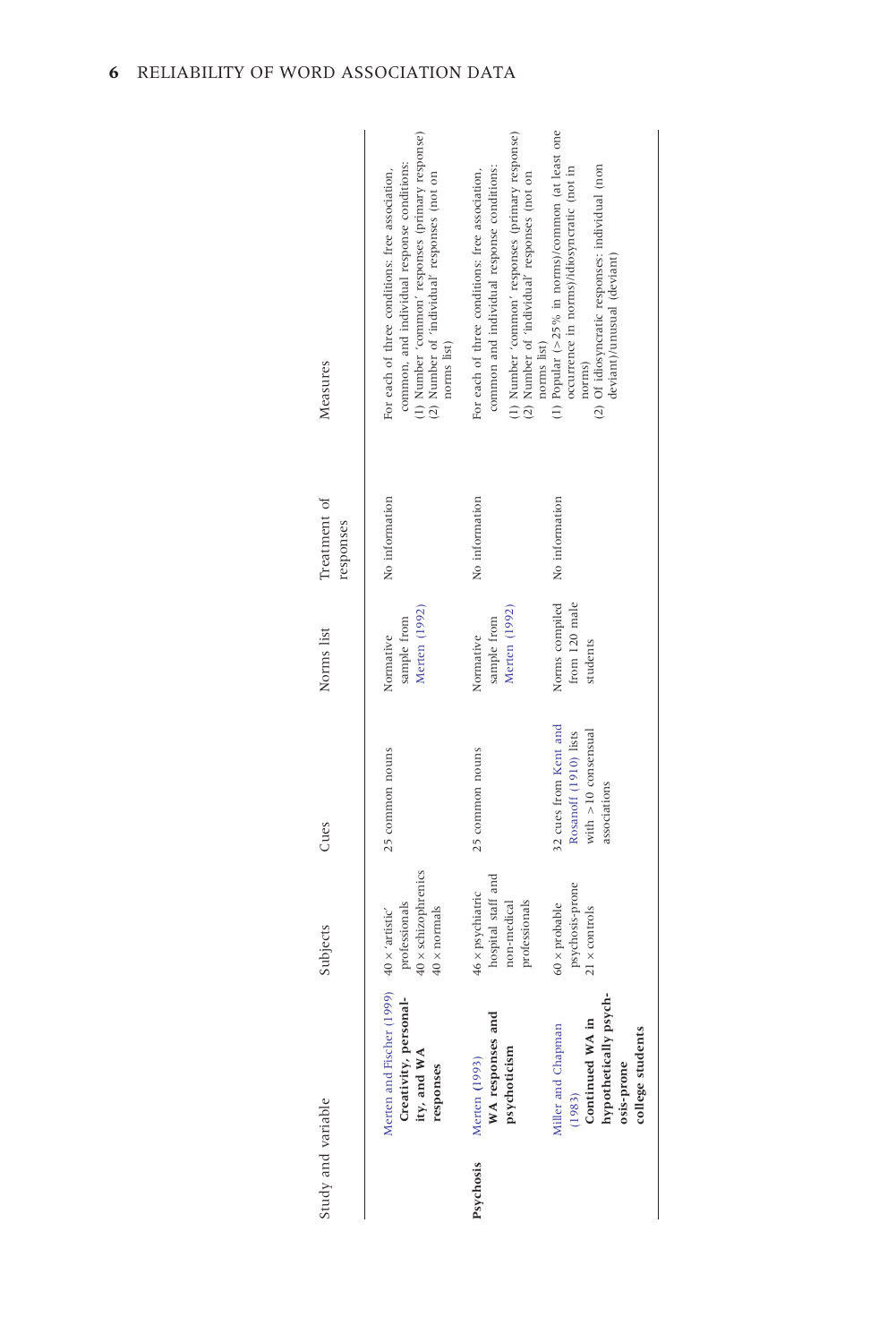| Study and variable | | Subjects | Cues | Norms list | Treatment of responses | Measures |
|---|---|---|---|---|---|---|
| | Merten and Fischer (1999) **Creativity, personality, and WA responses** | 40 × 'artistic' professionals<br>40 × schizophrenics<br>40 × normals | 25 common nouns | Normative sample from Merten (1992) | No information | For each of three conditions: free association, common, and individual response conditions:<br>(1) Number 'common' responses (primary response)<br>(2) Number of 'individual' responses (not on norms list) |
| **Psychosis** | Merten (1993) **WA responses and psychoticism** | 46 × psychiatric hospital staff and non-medical professionals | 25 common nouns | Normative sample from Merten (1992) | No information | For each of three conditions: free association, common and individual response conditions:<br>(1) Number 'common' responses (primary response)<br>(2) Number of 'individual' responses (not on norms list) |
| | Miller and Chapman (1983) **Continued WA in hypothetically psychosis-prone college students** | 60 × probable psychosis-prone<br>21 × controls | 32 cues from Kent and Rosanoff (1910) lists with >10 consensual associations | Norms compiled from 120 male students | No information | (1) Popular (>25% in norms)/common (at least one occurrence in norms)/idiosyncratic (not in norms)<br>(2) Of idiosyncratic responses: individual (non deviant)/unusual (deviant) |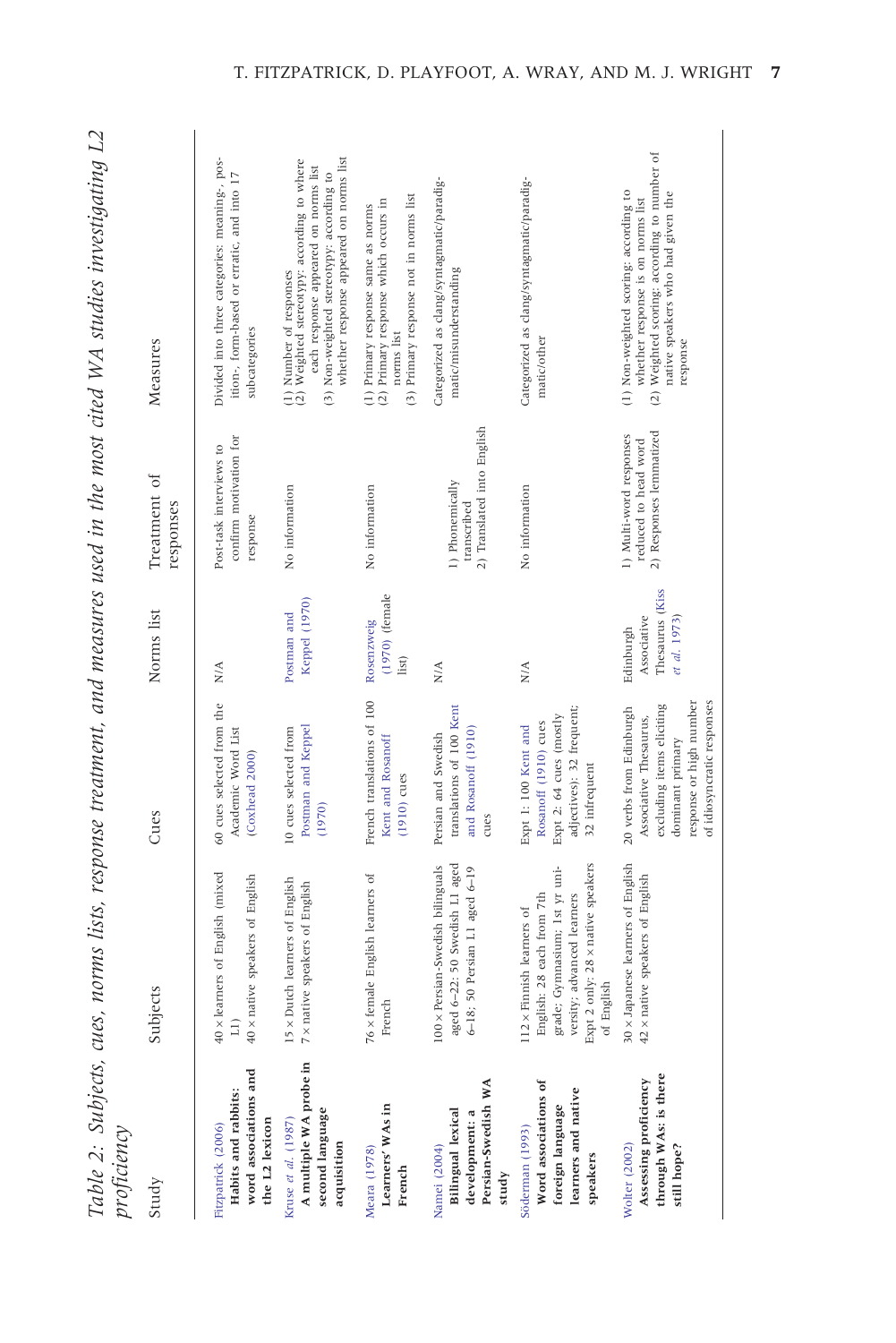*Table 2: Subjects, cues, norms lists, response treatment, and measures used in the most cited WA studies investigating L2 proficiency*

| Study | Subjects | Cues | Norms list | Treatment of responses | Measures |
|---|---|---|---|---|---|
| Fitzpatrick (2006) **Habits and rabbits: word associations and the L2 lexicon** | 40 × learners of English (mixed L1) 40 × native speakers of English | 60 cues selected from the Academic Word List (Coxhead 2000) | N/A | Post-task interviews to confirm motivation for response | Divided into three categories: meaning-, position-, form-based or erratic, and into 17 subcategories |
| Kruse *et al.* (1987) **A multiple WA probe in second language acquisition** | 15 × Dutch learners of English 7 × native speakers of English | 10 cues selected from Postman and Keppel (1970) | Postman and Keppel (1970) | No information | (1) Number of responses (2) Weighted stereotypy: according to where each response appeared on norms list (3) Non-weighted stereotypy: according to whether response appeared on norms list |
| Meara (1978) **Learners' WAs in French** | 76 × female English learners of French | French translations of 100 Kent and Rosanoff (1910) cues | Rosenzweig (1970) (female list) | No information | (1) Primary response same as norms (2) Primary response which occurs in norms list (3) Primary response not in norms list |
| Namei (2004) **Bilingual lexical development: a Persian-Swedish WA study** | 100 × Persian-Swedish bilinguals aged 6–22: 50 Swedish L1 aged 6–18; 50 Persian L1 aged 6–19 | Persian and Swedish translations of 100 Kent and Rosanoff (1910) cues | N/A | 1) Phonemically transcribed 2) Translated into English | Categorized as clang/syntagmatic/paradigmatic/misunderstanding |
| Söderman (1993) **Word associations of foreign language learners and native speakers** | 112 × Finnish learners of English: 28 each from 7th grade; Gymnasium; 1st yr university; advanced learners Expt 2 only: 28 × native speakers of English | Expt 1: 100 Kent and Rosanoff (1910) cues Expt 2: 64 cues (mostly adjectives): 32 frequent; 32 infrequent | N/A | No information | Categorized as clang/syntagmatic/paradigmatic/other |
| Wolter (2002) **Assessing proficiency through WAs: is there still hope?** | 30 × Japanese learners of English 42 × native speakers of English | 20 verbs from Edinburgh Associative Thesaurus, excluding items eliciting dominant primary response or high number of idiosyncratic responses | Edinburgh Associative Thesaurus (Kiss *et al.* 1973) | 1) Multi-word responses reduced to head word 2) Responses lemmatized | (1) Non-weighted scoring: according to whether response is on norms list (2) Weighted scoring: according to number of native speakers who had given the response |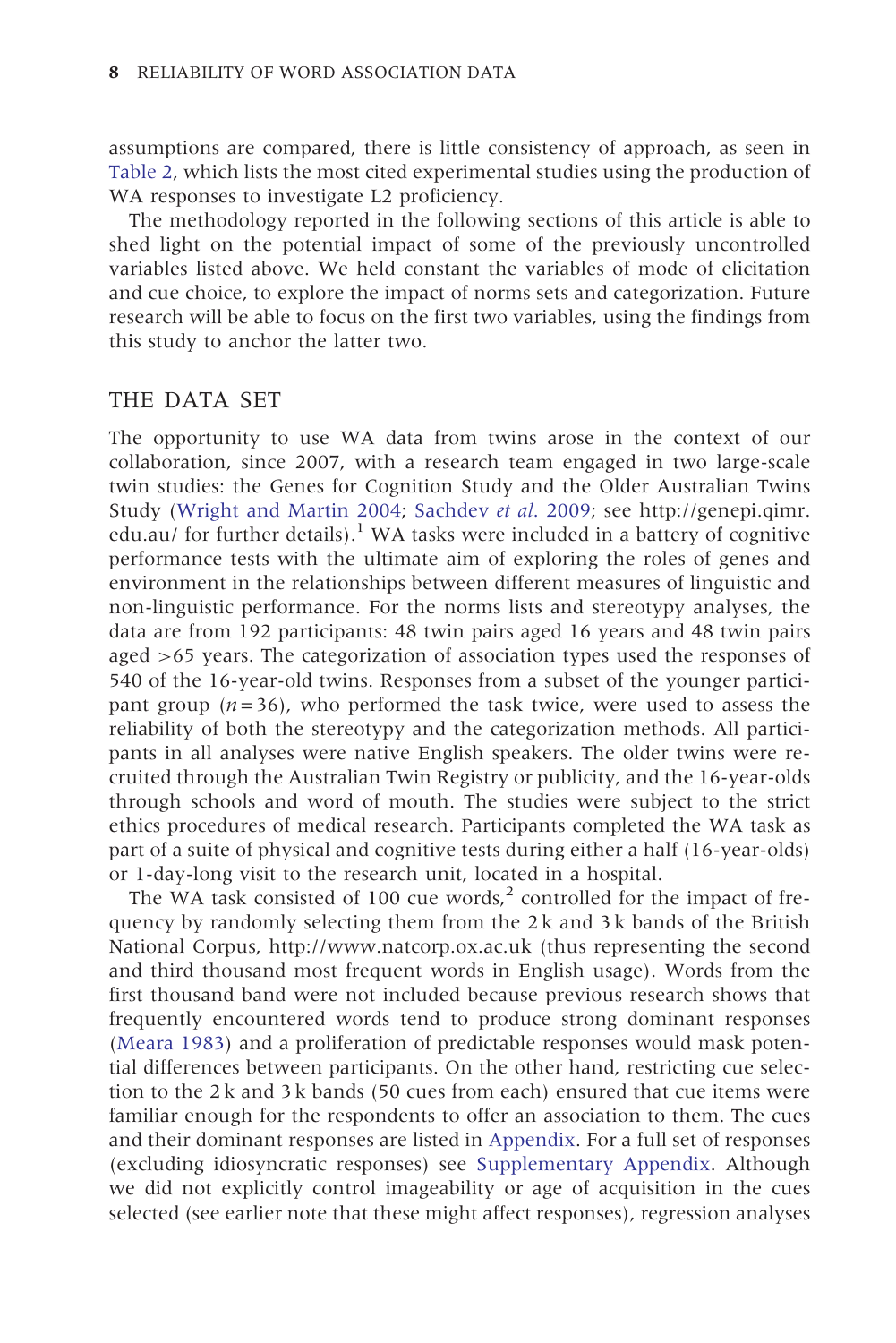assumptions are compared, there is little consistency of approach, as seen in Table 2, which lists the most cited experimental studies using the production of WA responses to investigate L2 proficiency.

The methodology reported in the following sections of this article is able to shed light on the potential impact of some of the previously uncontrolled variables listed above. We held constant the variables of mode of elicitation and cue choice, to explore the impact of norms sets and categorization. Future research will be able to focus on the first two variables, using the findings from this study to anchor the latter two.

## THE DATA SET

The opportunity to use WA data from twins arose in the context of our collaboration, since 2007, with a research team engaged in two large-scale twin studies: the Genes for Cognition Study and the Older Australian Twins Study (Wright and Martin 2004; Sachdev *et al.* 2009; see http://genepi.qimr.edu.au/ for further details).[1] WA tasks were included in a battery of cognitive performance tests with the ultimate aim of exploring the roles of genes and environment in the relationships between different measures of linguistic and non-linguistic performance. For the norms lists and stereotypy analyses, the data are from 192 participants: 48 twin pairs aged 16 years and 48 twin pairs aged >65 years. The categorization of association types used the responses of 540 of the 16-year-old twins. Responses from a subset of the younger participant group ($n = 36$), who performed the task twice, were used to assess the reliability of both the stereotypy and the categorization methods. All participants in all analyses were native English speakers. The older twins were recruited through the Australian Twin Registry or publicity, and the 16-year-olds through schools and word of mouth. The studies were subject to the strict ethics procedures of medical research. Participants completed the WA task as part of a suite of physical and cognitive tests during either a half (16-year-olds) or 1-day-long visit to the research unit, located in a hospital.

The WA task consisted of 100 cue words,[2] controlled for the impact of frequency by randomly selecting them from the 2 k and 3 k bands of the British National Corpus, http://www.natcorp.ox.ac.uk (thus representing the second and third thousand most frequent words in English usage). Words from the first thousand band were not included because previous research shows that frequently encountered words tend to produce strong dominant responses (Meara 1983) and a proliferation of predictable responses would mask potential differences between participants. On the other hand, restricting cue selection to the 2 k and 3 k bands (50 cues from each) ensured that cue items were familiar enough for the respondents to offer an association to them. The cues and their dominant responses are listed in Appendix. For a full set of responses (excluding idiosyncratic responses) see Supplementary Appendix. Although we did not explicitly control imageability or age of acquisition in the cues selected (see earlier note that these might affect responses), regression analyses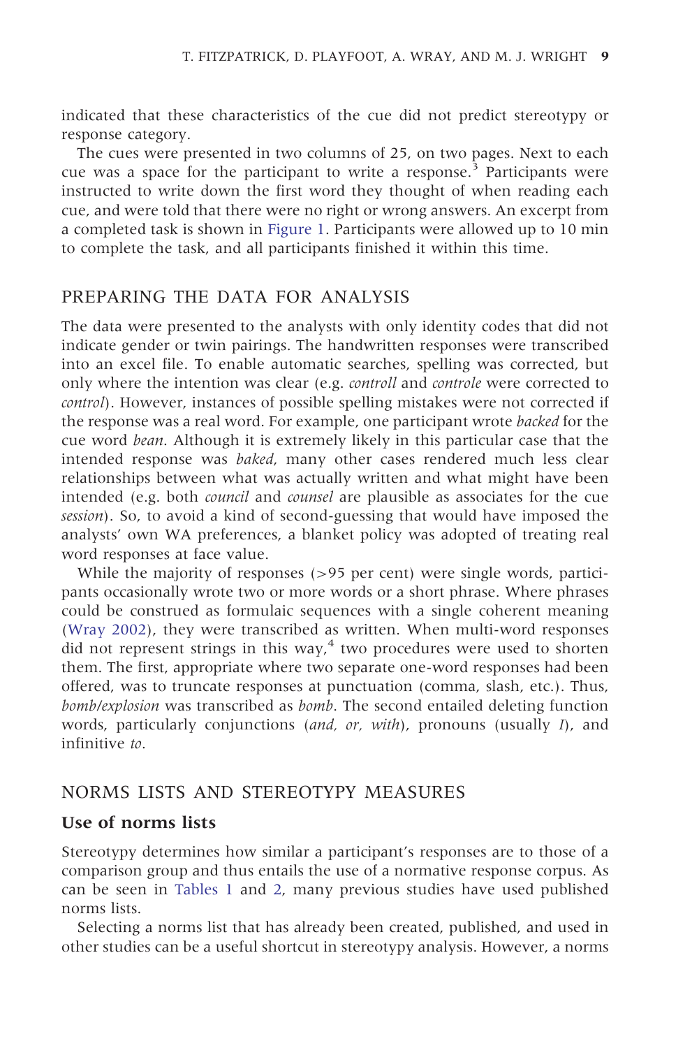indicated that these characteristics of the cue did not predict stereotypy or response category.

The cues were presented in two columns of 25, on two pages. Next to each cue was a space for the participant to write a response.[3] Participants were instructed to write down the first word they thought of when reading each cue, and were told that there were no right or wrong answers. An excerpt from a completed task is shown in Figure 1. Participants were allowed up to 10 min to complete the task, and all participants finished it within this time.

## PREPARING THE DATA FOR ANALYSIS

The data were presented to the analysts with only identity codes that did not indicate gender or twin pairings. The handwritten responses were transcribed into an excel file. To enable automatic searches, spelling was corrected, but only where the intention was clear (e.g. *controll* and *controle* were corrected to *control*). However, instances of possible spelling mistakes were not corrected if the response was a real word. For example, one participant wrote *backed* for the cue word *bean*. Although it is extremely likely in this particular case that the intended response was *baked*, many other cases rendered much less clear relationships between what was actually written and what might have been intended (e.g. both *council* and *counsel* are plausible as associates for the cue *session*). So, to avoid a kind of second-guessing that would have imposed the analysts' own WA preferences, a blanket policy was adopted of treating real word responses at face value.

While the majority of responses (>95 per cent) were single words, participants occasionally wrote two or more words or a short phrase. Where phrases could be construed as formulaic sequences with a single coherent meaning (Wray 2002), they were transcribed as written. When multi-word responses did not represent strings in this way,[4] two procedures were used to shorten them. The first, appropriate where two separate one-word responses had been offered, was to truncate responses at punctuation (comma, slash, etc.). Thus, *bomb/explosion* was transcribed as *bomb*. The second entailed deleting function words, particularly conjunctions (*and, or, with*), pronouns (usually *I*), and infinitive *to*.

## NORMS LISTS AND STEREOTYPY MEASURES

### Use of norms lists

Stereotypy determines how similar a participant's responses are to those of a comparison group and thus entails the use of a normative response corpus. As can be seen in Tables 1 and 2, many previous studies have used published norms lists.

Selecting a norms list that has already been created, published, and used in other studies can be a useful shortcut in stereotypy analysis. However, a norms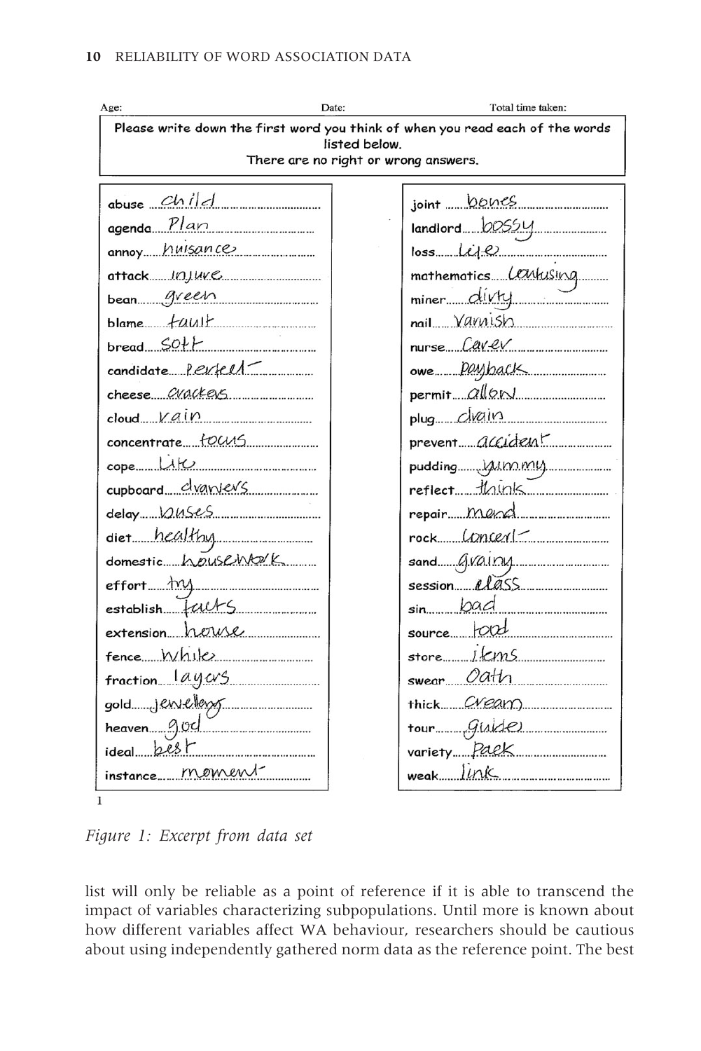Age: Date: Total time taken:

Please write down the first word you think of when you read each of the words listed below.
There are no right or wrong answers.

| Cue | Response | Cue | Response |
|---|---|---|---|
| abuse | child | joint | bones |
| agenda | Plan | landlord | bossy |
| annoy | nuisance | loss | life |
| attack | injure | mathematics | confusing |
| bean | green | miner | dirty |
| blame | fault | nail | varnish |
| bread | soft | nurse | carer |
| candidate | perfect | owe | payback |
| cheese | crackers | permit | allow |
| cloud | rain | plug | drain |
| concentrate | focus | prevent | accident |
| cope | Life | pudding | yummy |
| cupboard | drawers | reflect | think |
| delay | buses | repair | mend |
| diet | healthy | rock | concert |
| domestic | housework | sand | grainy |
| effort | try | session | class |
| establish | facts | sin | bad |
| extension | house | source | food |
| fence | white | store | items |
| fraction | layers | swear | Oath |
| gold | jewellery | thick | cream |
| heaven | god | tour | guide |
| ideal | best | variety | pack |
| instance | moment | weak | link |

1

*Figure 1: Excerpt from data set*

list will only be reliable as a point of reference if it is able to transcend the impact of variables characterizing subpopulations. Until more is known about how different variables affect WA behaviour, researchers should be cautious about using independently gathered norm data as the reference point. The best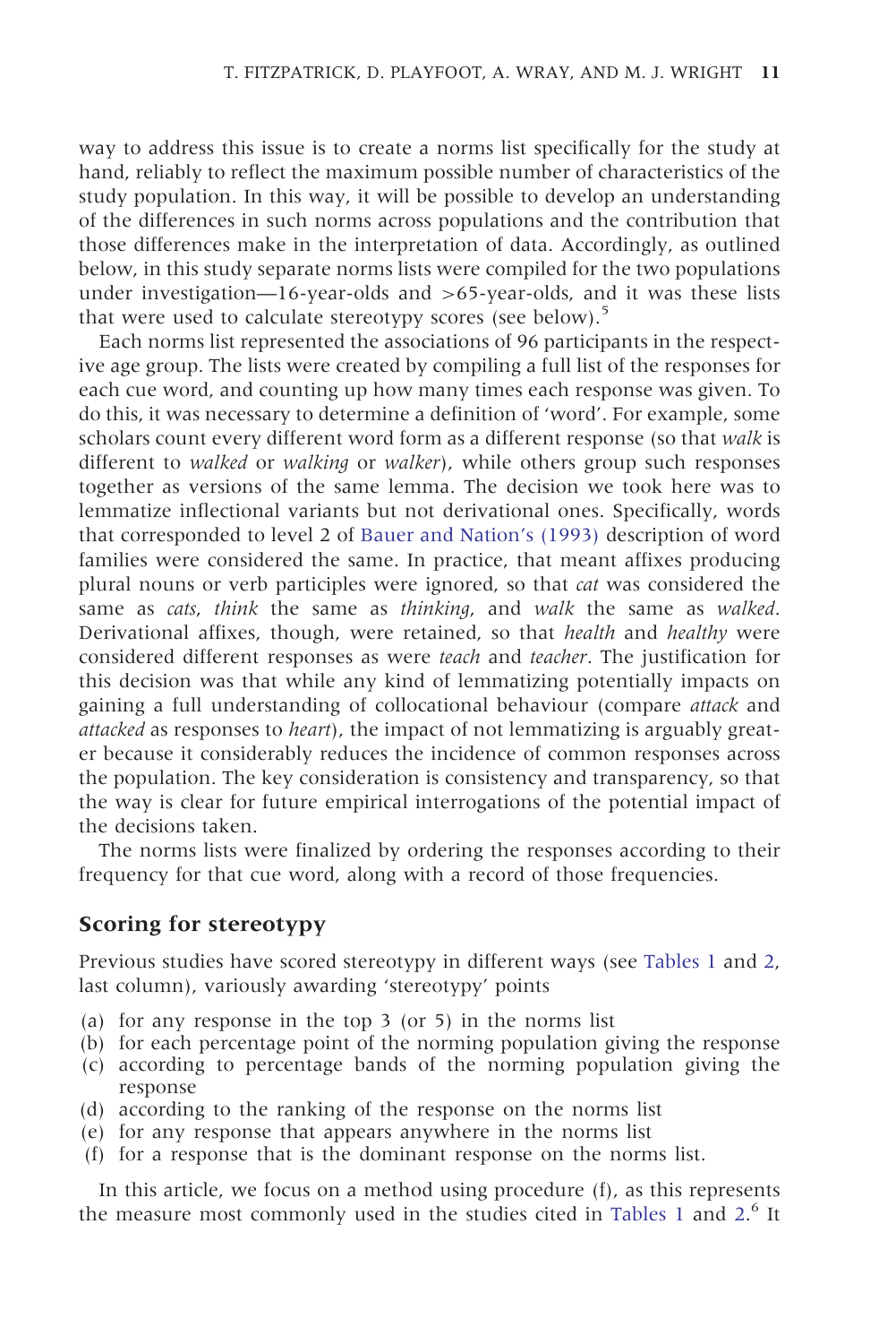way to address this issue is to create a norms list specifically for the study at hand, reliably to reflect the maximum possible number of characteristics of the study population. In this way, it will be possible to develop an understanding of the differences in such norms across populations and the contribution that those differences make in the interpretation of data. Accordingly, as outlined below, in this study separate norms lists were compiled for the two populations under investigation—16-year-olds and >65-year-olds, and it was these lists that were used to calculate stereotypy scores (see below).[5]

Each norms list represented the associations of 96 participants in the respective age group. The lists were created by compiling a full list of the responses for each cue word, and counting up how many times each response was given. To do this, it was necessary to determine a definition of 'word'. For example, some scholars count every different word form as a different response (so that *walk* is different to *walked* or *walking* or *walker*), while others group such responses together as versions of the same lemma. The decision we took here was to lemmatize inflectional variants but not derivational ones. Specifically, words that corresponded to level 2 of Bauer and Nation's (1993) description of word families were considered the same. In practice, that meant affixes producing plural nouns or verb participles were ignored, so that *cat* was considered the same as *cats*, *think* the same as *thinking*, and *walk* the same as *walked*. Derivational affixes, though, were retained, so that *health* and *healthy* were considered different responses as were *teach* and *teacher*. The justification for this decision was that while any kind of lemmatizing potentially impacts on gaining a full understanding of collocational behaviour (compare *attack* and *attacked* as responses to *heart*), the impact of not lemmatizing is arguably greater because it considerably reduces the incidence of common responses across the population. The key consideration is consistency and transparency, so that the way is clear for future empirical interrogations of the potential impact of the decisions taken.

The norms lists were finalized by ordering the responses according to their frequency for that cue word, along with a record of those frequencies.

## Scoring for stereotypy

Previous studies have scored stereotypy in different ways (see Tables 1 and 2, last column), variously awarding 'stereotypy' points

(a) for any response in the top 3 (or 5) in the norms list
(b) for each percentage point of the norming population giving the response
(c) according to percentage bands of the norming population giving the response
(d) according to the ranking of the response on the norms list
(e) for any response that appears anywhere in the norms list
(f) for a response that is the dominant response on the norms list.

In this article, we focus on a method using procedure (f), as this represents the measure most commonly used in the studies cited in Tables 1 and 2.[6] It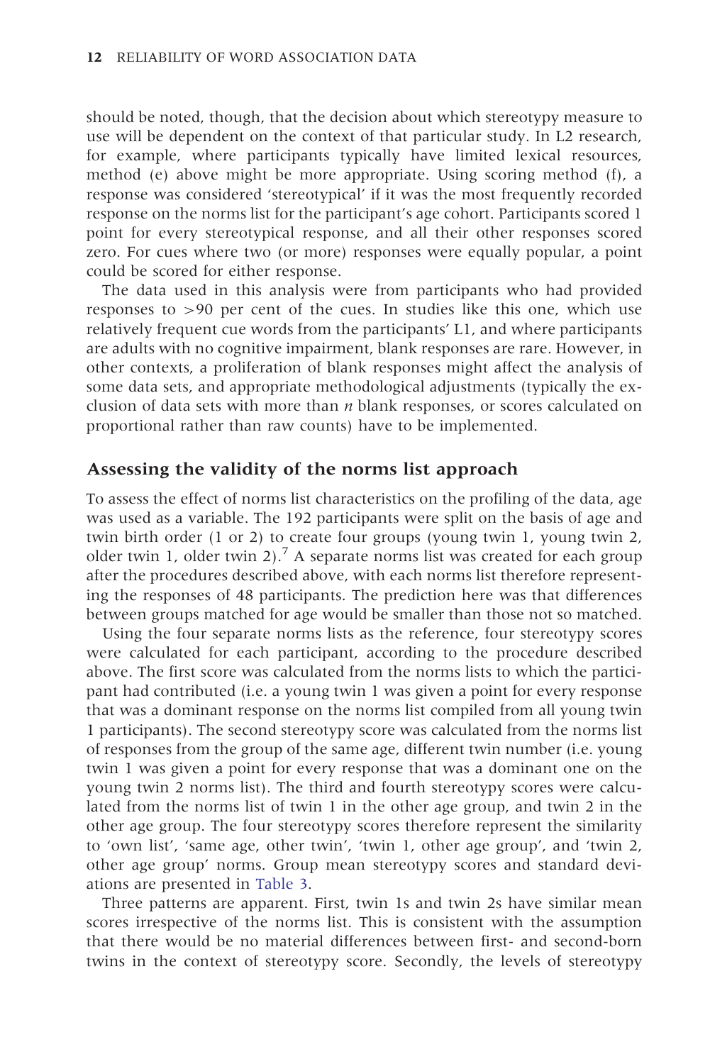should be noted, though, that the decision about which stereotypy measure to use will be dependent on the context of that particular study. In L2 research, for example, where participants typically have limited lexical resources, method (e) above might be more appropriate. Using scoring method (f), a response was considered ‘stereotypical’ if it was the most frequently recorded response on the norms list for the participant’s age cohort. Participants scored 1 point for every stereotypical response, and all their other responses scored zero. For cues where two (or more) responses were equally popular, a point could be scored for either response.

The data used in this analysis were from participants who had provided responses to >90 per cent of the cues. In studies like this one, which use relatively frequent cue words from the participants’ L1, and where participants are adults with no cognitive impairment, blank responses are rare. However, in other contexts, a proliferation of blank responses might affect the analysis of some data sets, and appropriate methodological adjustments (typically the exclusion of data sets with more than *n* blank responses, or scores calculated on proportional rather than raw counts) have to be implemented.

## Assessing the validity of the norms list approach

To assess the effect of norms list characteristics on the profiling of the data, age was used as a variable. The 192 participants were split on the basis of age and twin birth order (1 or 2) to create four groups (young twin 1, young twin 2, older twin 1, older twin 2).[7] A separate norms list was created for each group after the procedures described above, with each norms list therefore representing the responses of 48 participants. The prediction here was that differences between groups matched for age would be smaller than those not so matched.

Using the four separate norms lists as the reference, four stereotypy scores were calculated for each participant, according to the procedure described above. The first score was calculated from the norms lists to which the participant had contributed (i.e. a young twin 1 was given a point for every response that was a dominant response on the norms list compiled from all young twin 1 participants). The second stereotypy score was calculated from the norms list of responses from the group of the same age, different twin number (i.e. young twin 1 was given a point for every response that was a dominant one on the young twin 2 norms list). The third and fourth stereotypy scores were calculated from the norms list of twin 1 in the other age group, and twin 2 in the other age group. The four stereotypy scores therefore represent the similarity to ‘own list’, ‘same age, other twin’, ‘twin 1, other age group’, and ‘twin 2, other age group’ norms. Group mean stereotypy scores and standard deviations are presented in Table 3.

Three patterns are apparent. First, twin 1s and twin 2s have similar mean scores irrespective of the norms list. This is consistent with the assumption that there would be no material differences between first- and second-born twins in the context of stereotypy score. Secondly, the levels of stereotypy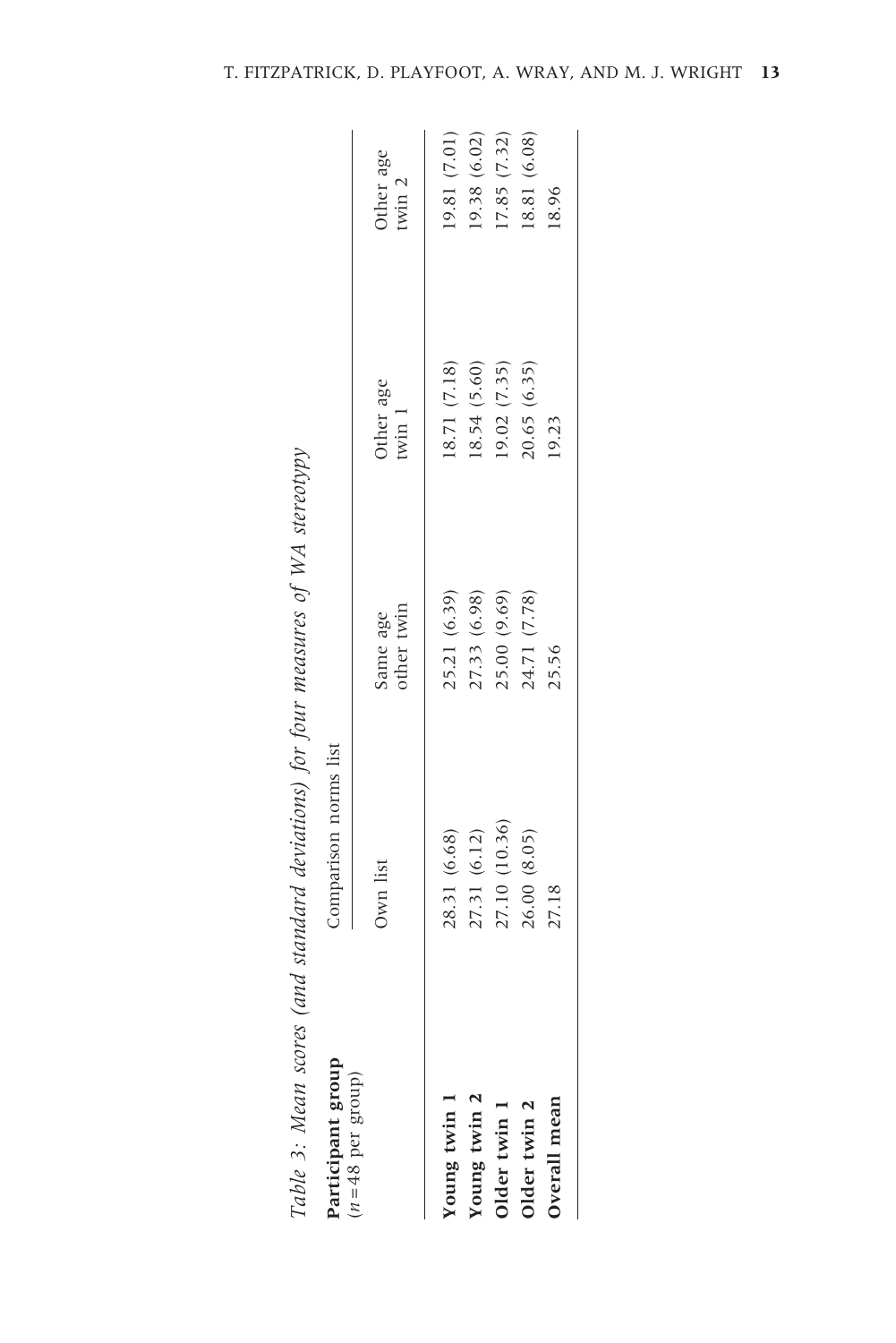*Table 3: Mean scores (and standard deviations) for four measures of WA stereotypy*

| Participant group ($n$ = 48 per group) | Comparison norms list | | | |
|---|---|---|---|---|
| | Own list | Same age other twin | Other age twin 1 | Other age twin 2 |
| **Young twin 1** | 28.31 (6.68) | 25.21 (6.39) | 18.71 (7.18) | 19.81 (7.01) |
| **Young twin 2** | 27.31 (6.12) | 27.33 (6.98) | 18.54 (5.60) | 19.38 (6.02) |
| **Older twin 1** | 27.10 (10.36) | 25.00 (9.69) | 19.02 (7.35) | 17.85 (7.32) |
| **Older twin 2** | 26.00 (8.05) | 24.71 (7.78) | 20.65 (6.35) | 18.81 (6.08) |
| **Overall mean** | 27.18 | 25.56 | 19.23 | 18.96 |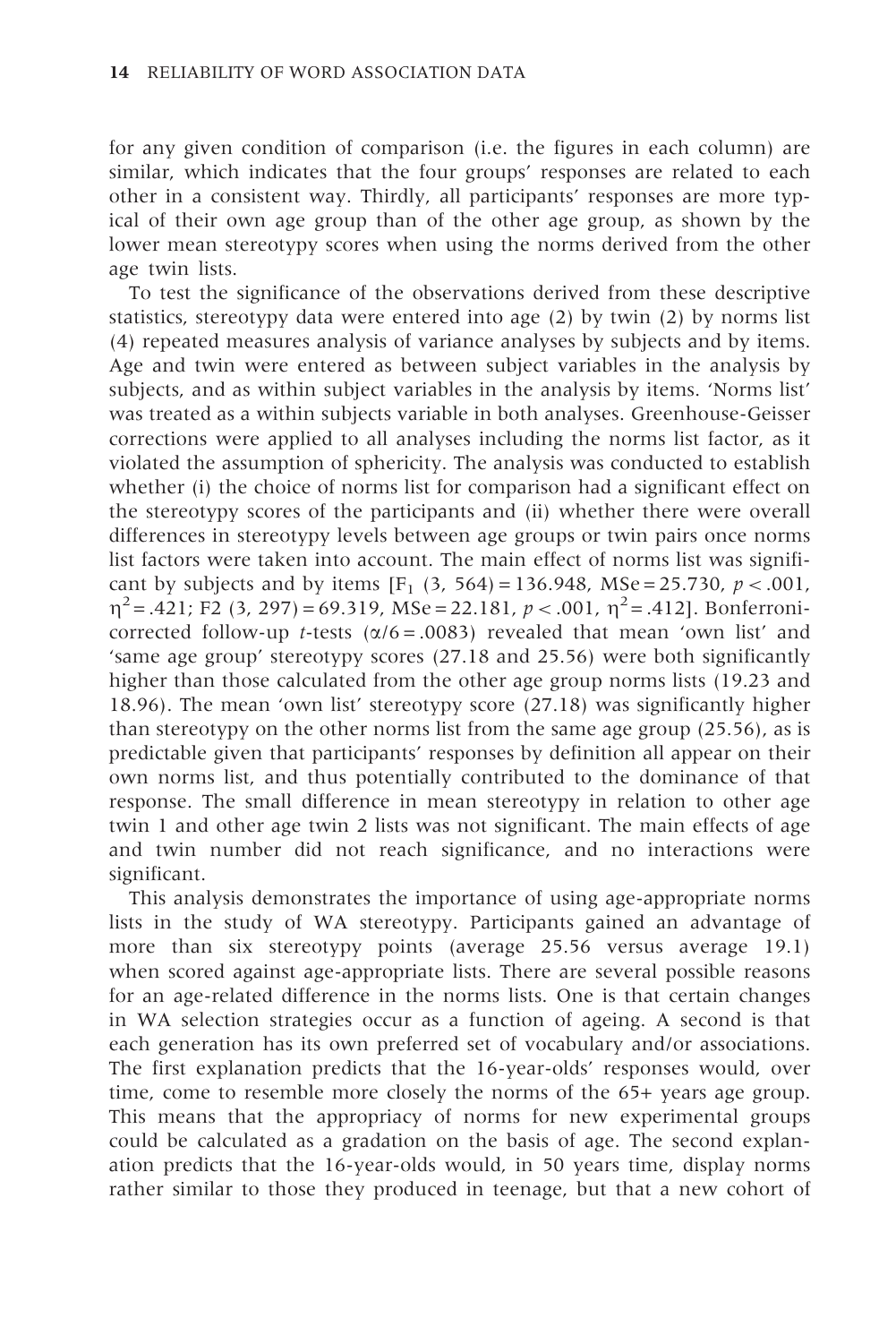for any given condition of comparison (i.e. the figures in each column) are similar, which indicates that the four groups' responses are related to each other in a consistent way. Thirdly, all participants' responses are more typical of their own age group than of the other age group, as shown by the lower mean stereotypy scores when using the norms derived from the other age twin lists.

To test the significance of the observations derived from these descriptive statistics, stereotypy data were entered into age (2) by twin (2) by norms list (4) repeated measures analysis of variance analyses by subjects and by items. Age and twin were entered as between subject variables in the analysis by subjects, and as within subject variables in the analysis by items. 'Norms list' was treated as a within subjects variable in both analyses. Greenhouse-Geisser corrections were applied to all analyses including the norms list factor, as it violated the assumption of sphericity. The analysis was conducted to establish whether (i) the choice of norms list for comparison had a significant effect on the stereotypy scores of the participants and (ii) whether there were overall differences in stereotypy levels between age groups or twin pairs once norms list factors were taken into account. The main effect of norms list was significant by subjects and by items [$F_1$ (3, 564) = 136.948, MSe = 25.730, $p < .001$, $\eta^2 = .421$; F2 (3, 297) = 69.319, MSe = 22.181, $p < .001$, $\eta^2 = .412$]. Bonferroni-corrected follow-up *t*-tests ($\alpha/6 = .0083$) revealed that mean 'own list' and 'same age group' stereotypy scores (27.18 and 25.56) were both significantly higher than those calculated from the other age group norms lists (19.23 and 18.96). The mean 'own list' stereotypy score (27.18) was significantly higher than stereotypy on the other norms list from the same age group (25.56), as is predictable given that participants' responses by definition all appear on their own norms list, and thus potentially contributed to the dominance of that response. The small difference in mean stereotypy in relation to other age twin 1 and other age twin 2 lists was not significant. The main effects of age and twin number did not reach significance, and no interactions were significant.

This analysis demonstrates the importance of using age-appropriate norms lists in the study of WA stereotypy. Participants gained an advantage of more than six stereotypy points (average 25.56 versus average 19.1) when scored against age-appropriate lists. There are several possible reasons for an age-related difference in the norms lists. One is that certain changes in WA selection strategies occur as a function of ageing. A second is that each generation has its own preferred set of vocabulary and/or associations. The first explanation predicts that the 16-year-olds' responses would, over time, come to resemble more closely the norms of the 65+ years age group. This means that the appropriacy of norms for new experimental groups could be calculated as a gradation on the basis of age. The second explanation predicts that the 16-year-olds would, in 50 years time, display norms rather similar to those they produced in teenage, but that a new cohort of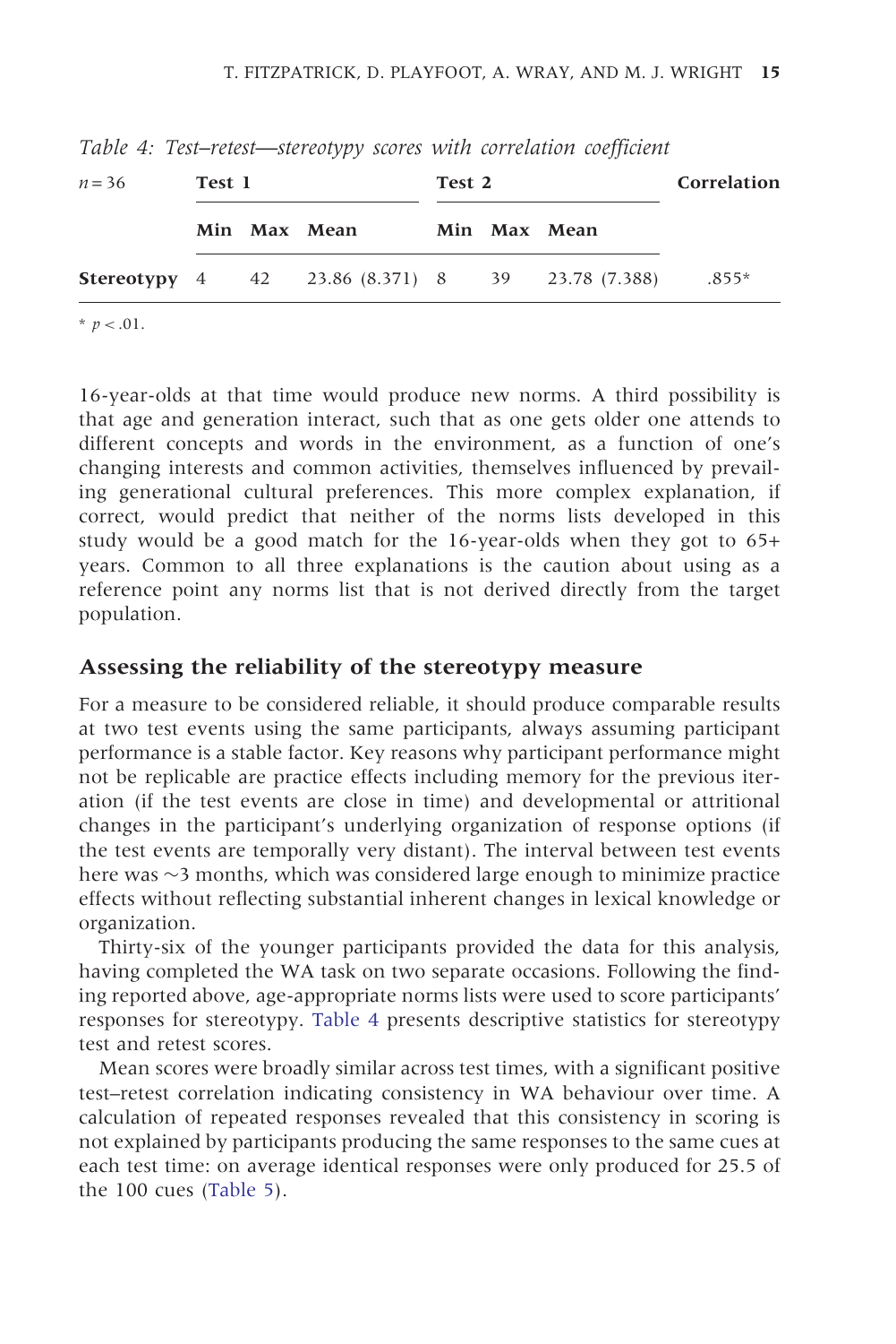*Table 4: Test–retest—stereotypy scores with correlation coefficient*

| $n = 36$ | Test 1 | | | Test 2 | | | Correlation |
|---|---|---|---|---|---|---|---|
| | Min | Max | Mean | Min | Max | Mean | |
| **Stereotypy** | 4 | 42 | 23.86 (8.371) | 8 | 39 | 23.78 (7.388) | .855* |

* $p < .01$.

16-year-olds at that time would produce new norms. A third possibility is that age and generation interact, such that as one gets older one attends to different concepts and words in the environment, as a function of one's changing interests and common activities, themselves influenced by prevailing generational cultural preferences. This more complex explanation, if correct, would predict that neither of the norms lists developed in this study would be a good match for the 16-year-olds when they got to 65+ years. Common to all three explanations is the caution about using as a reference point any norms list that is not derived directly from the target population.

## Assessing the reliability of the stereotypy measure

For a measure to be considered reliable, it should produce comparable results at two test events using the same participants, always assuming participant performance is a stable factor. Key reasons why participant performance might not be replicable are practice effects including memory for the previous iteration (if the test events are close in time) and developmental or attritional changes in the participant's underlying organization of response options (if the test events are temporally very distant). The interval between test events here was ~3 months, which was considered large enough to minimize practice effects without reflecting substantial inherent changes in lexical knowledge or organization.

Thirty-six of the younger participants provided the data for this analysis, having completed the WA task on two separate occasions. Following the finding reported above, age-appropriate norms lists were used to score participants' responses for stereotypy. Table 4 presents descriptive statistics for stereotypy test and retest scores.

Mean scores were broadly similar across test times, with a significant positive test–retest correlation indicating consistency in WA behaviour over time. A calculation of repeated responses revealed that this consistency in scoring is not explained by participants producing the same responses to the same cues at each test time: on average identical responses were only produced for 25.5 of the 100 cues (Table 5).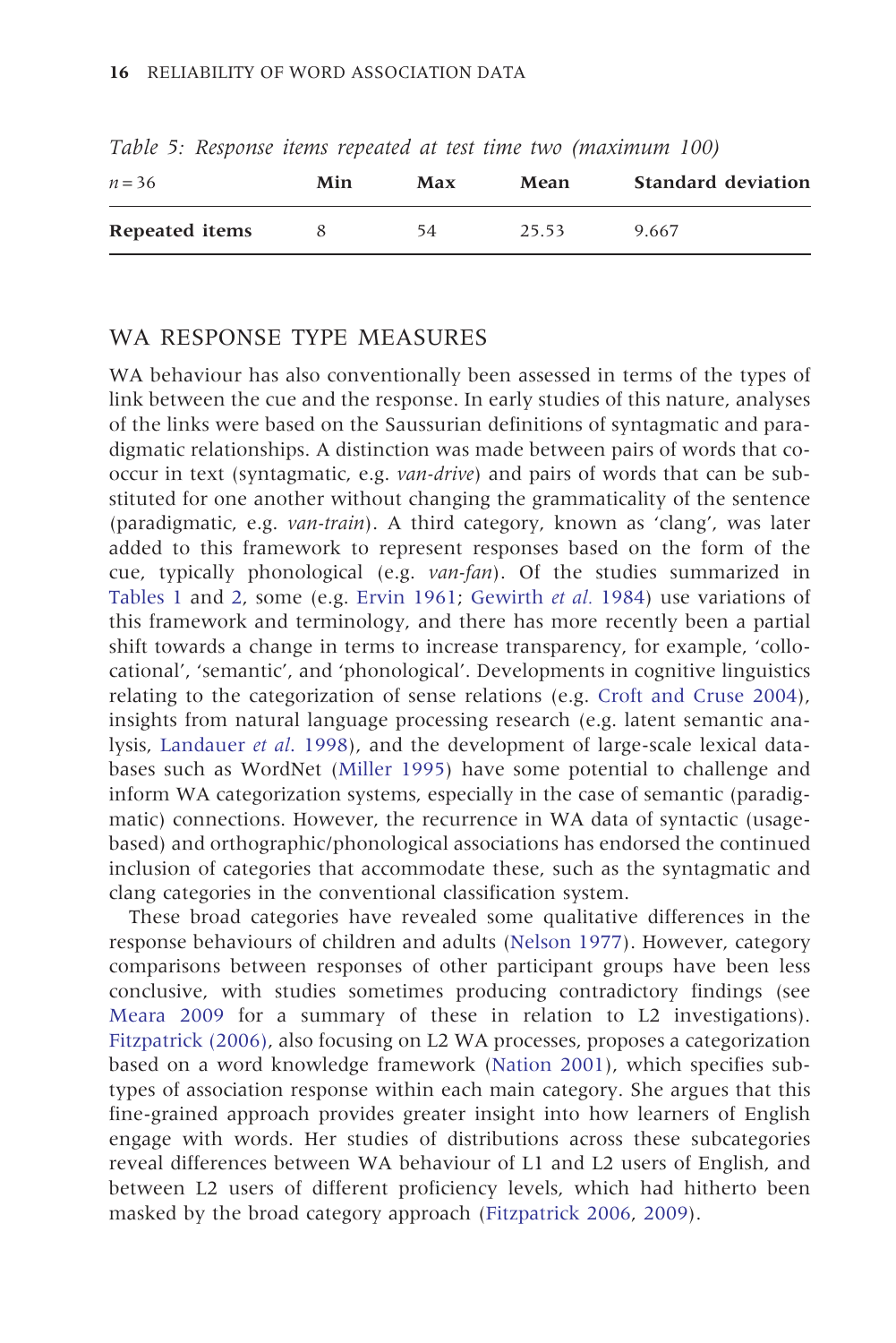*Table 5: Response items repeated at test time two (maximum 100)*

| $n = 36$ | Min | Max | Mean | Standard deviation |
|---|---|---|---|---|
| **Repeated items** | 8 | 54 | 25.53 | 9.667 |

## WA RESPONSE TYPE MEASURES

WA behaviour has also conventionally been assessed in terms of the types of link between the cue and the response. In early studies of this nature, analyses of the links were based on the Saussurian definitions of syntagmatic and paradigmatic relationships. A distinction was made between pairs of words that co-occur in text (syntagmatic, e.g. *van-drive*) and pairs of words that can be substituted for one another without changing the grammaticality of the sentence (paradigmatic, e.g. *van-train*). A third category, known as 'clang', was later added to this framework to represent responses based on the form of the cue, typically phonological (e.g. *van-fan*). Of the studies summarized in Tables 1 and 2, some (e.g. Ervin 1961; Gewirth *et al.* 1984) use variations of this framework and terminology, and there has more recently been a partial shift towards a change in terms to increase transparency, for example, 'collocational', 'semantic', and 'phonological'. Developments in cognitive linguistics relating to the categorization of sense relations (e.g. Croft and Cruse 2004), insights from natural language processing research (e.g. latent semantic analysis, Landauer *et al.* 1998), and the development of large-scale lexical databases such as WordNet (Miller 1995) have some potential to challenge and inform WA categorization systems, especially in the case of semantic (paradigmatic) connections. However, the recurrence in WA data of syntactic (usage-based) and orthographic/phonological associations has endorsed the continued inclusion of categories that accommodate these, such as the syntagmatic and clang categories in the conventional classification system.

These broad categories have revealed some qualitative differences in the response behaviours of children and adults (Nelson 1977). However, category comparisons between responses of other participant groups have been less conclusive, with studies sometimes producing contradictory findings (see Meara 2009 for a summary of these in relation to L2 investigations). Fitzpatrick (2006), also focusing on L2 WA processes, proposes a categorization based on a word knowledge framework (Nation 2001), which specifies subtypes of association response within each main category. She argues that this fine-grained approach provides greater insight into how learners of English engage with words. Her studies of distributions across these subcategories reveal differences between WA behaviour of L1 and L2 users of English, and between L2 users of different proficiency levels, which had hitherto been masked by the broad category approach (Fitzpatrick 2006, 2009).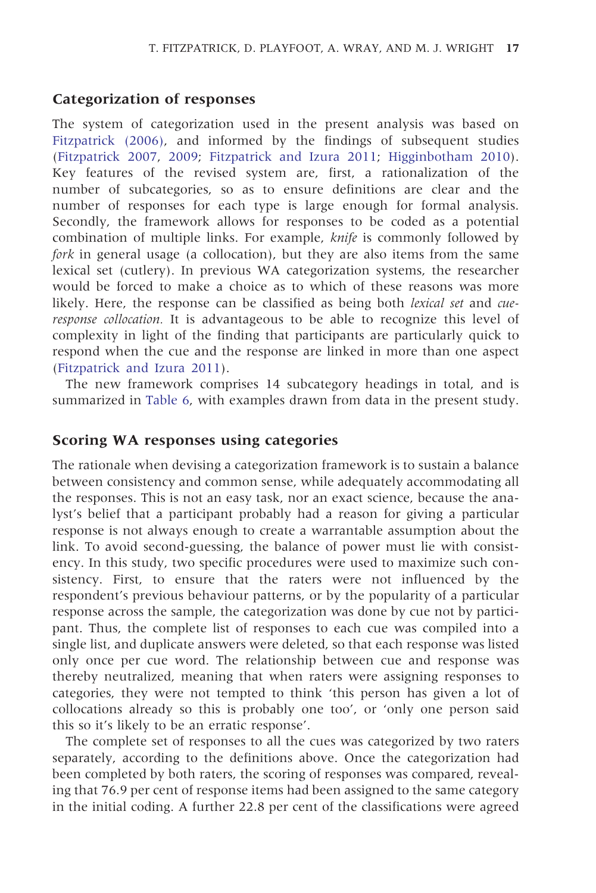## Categorization of responses

The system of categorization used in the present analysis was based on Fitzpatrick (2006), and informed by the findings of subsequent studies (Fitzpatrick 2007, 2009; Fitzpatrick and Izura 2011; Higginbotham 2010). Key features of the revised system are, first, a rationalization of the number of subcategories, so as to ensure definitions are clear and the number of responses for each type is large enough for formal analysis. Secondly, the framework allows for responses to be coded as a potential combination of multiple links. For example, *knife* is commonly followed by *fork* in general usage (a collocation), but they are also items from the same lexical set (cutlery). In previous WA categorization systems, the researcher would be forced to make a choice as to which of these reasons was more likely. Here, the response can be classified as being both *lexical set* and *cue-response collocation.* It is advantageous to be able to recognize this level of complexity in light of the finding that participants are particularly quick to respond when the cue and the response are linked in more than one aspect (Fitzpatrick and Izura 2011).

The new framework comprises 14 subcategory headings in total, and is summarized in Table 6, with examples drawn from data in the present study.

## Scoring WA responses using categories

The rationale when devising a categorization framework is to sustain a balance between consistency and common sense, while adequately accommodating all the responses. This is not an easy task, nor an exact science, because the analyst's belief that a participant probably had a reason for giving a particular response is not always enough to create a warrantable assumption about the link. To avoid second-guessing, the balance of power must lie with consistency. In this study, two specific procedures were used to maximize such consistency. First, to ensure that the raters were not influenced by the respondent's previous behaviour patterns, or by the popularity of a particular response across the sample, the categorization was done by cue not by participant. Thus, the complete list of responses to each cue was compiled into a single list, and duplicate answers were deleted, so that each response was listed only once per cue word. The relationship between cue and response was thereby neutralized, meaning that when raters were assigning responses to categories, they were not tempted to think 'this person has given a lot of collocations already so this is probably one too', or 'only one person said this so it's likely to be an erratic response'.

The complete set of responses to all the cues was categorized by two raters separately, according to the definitions above. Once the categorization had been completed by both raters, the scoring of responses was compared, revealing that 76.9 per cent of response items had been assigned to the same category in the initial coding. A further 22.8 per cent of the classifications were agreed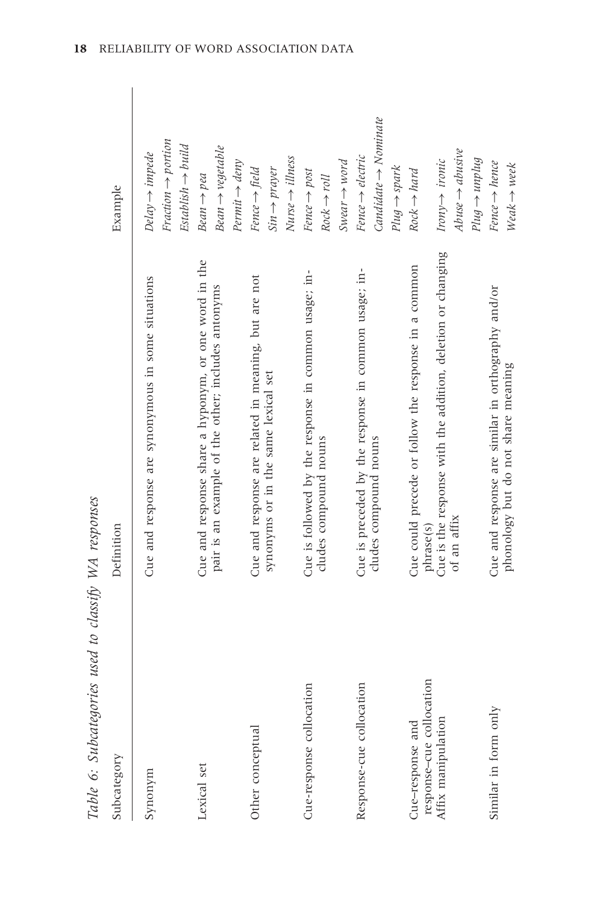*Table 6: Subcategories used to classify WA responses*

| Subcategory | Definition | Example |
|---|---|---|
| Synonym | Cue and response are synonymous in some situations | *Delay → impede*<br>*Fraction → portion*<br>*Establish → build* |
| Lexical set | Cue and response share a hyponym, or one word in the pair is an example of the other; includes antonyms | *Bean → pea*<br>*Bean → vegetable*<br>*Permit → deny* |
| Other conceptual | Cue and response are related in meaning, but are not synonyms or in the same lexical set | *Fence → field*<br>*Sin → prayer*<br>*Nurse → illness* |
| Cue-response collocation | Cue is followed by the response in common usage; includes compound nouns | *Fence → post*<br>*Rock → roll*<br>*Swear → word* |
| Response-cue collocation | Cue is preceded by the response in common usage; includes compound nouns | *Fence → electric*<br>*Candidate → Nominate*<br>*Plug → spark* |
| Cue-response and response-cue collocation | Cue could precede or follow the response in a common phrase(s) | *Rock → hard* |
| Affix manipulation | Cue is the response with the addition, deletion or changing of an affix | *Irony → ironic*<br>*Abuse → abusive*<br>*Plug → unplug* |
| Similar in form only | Cue and response are similar in orthography and/or phonology but do not share meaning | *Fence → hence*<br>*Weak → week* |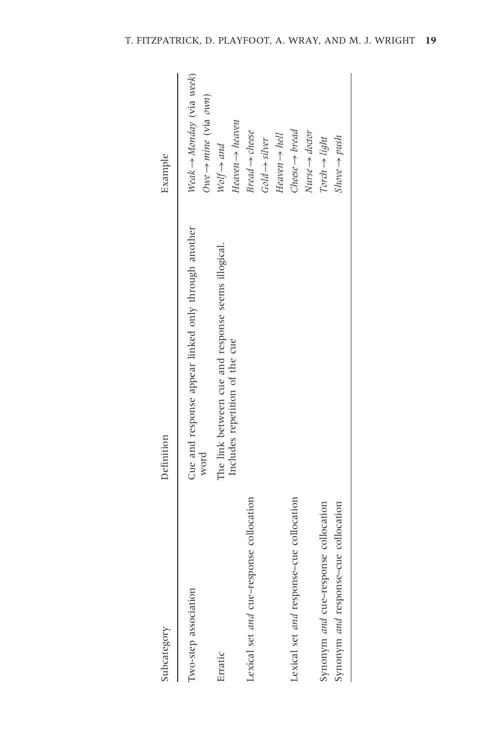| Subcategory | Definition | Example |
| --- | --- | --- |
| Two-step association | Cue and response appear linked only through another word | *Weak → Monday* (via *week*) |
| | | *Owe → mine* (via *own*) |
| Erratic | The link between cue and response seems illogical. Includes repetition of the cue | *Wolf → and* |
| | | *Heaven → heaven* |
| Lexical set *and* cue–response collocation | | *Bread → cheese* |
| | | *Gold → silver* |
| | | *Heaven → hell* |
| Lexical set *and* response–cue collocation | | *Cheese → bread* |
| | | *Nurse → doctor* |
| Synonym *and* cue–response collocation | | *Torch → light* |
| Synonym *and* response–cue collocation | | *Shove → push* |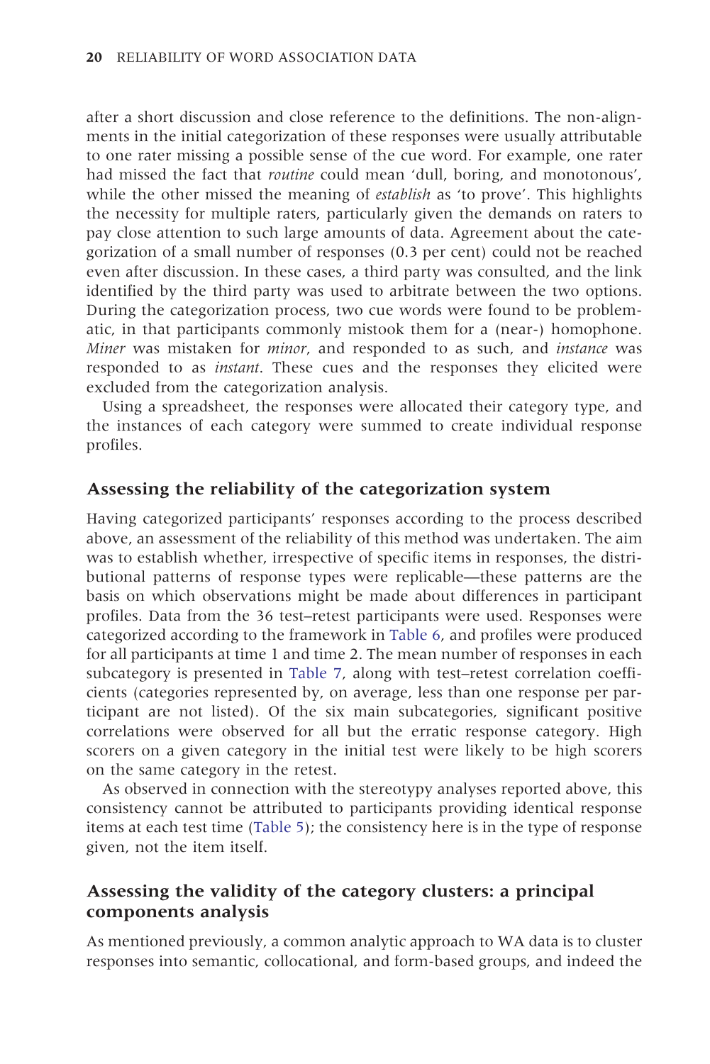after a short discussion and close reference to the definitions. The non-alignments in the initial categorization of these responses were usually attributable to one rater missing a possible sense of the cue word. For example, one rater had missed the fact that *routine* could mean 'dull, boring, and monotonous', while the other missed the meaning of *establish* as 'to prove'. This highlights the necessity for multiple raters, particularly given the demands on raters to pay close attention to such large amounts of data. Agreement about the categorization of a small number of responses (0.3 per cent) could not be reached even after discussion. In these cases, a third party was consulted, and the link identified by the third party was used to arbitrate between the two options. During the categorization process, two cue words were found to be problematic, in that participants commonly mistook them for a (near-) homophone. *Miner* was mistaken for *minor*, and responded to as such, and *instance* was responded to as *instant*. These cues and the responses they elicited were excluded from the categorization analysis.

Using a spreadsheet, the responses were allocated their category type, and the instances of each category were summed to create individual response profiles.

## Assessing the reliability of the categorization system

Having categorized participants' responses according to the process described above, an assessment of the reliability of this method was undertaken. The aim was to establish whether, irrespective of specific items in responses, the distributional patterns of response types were replicable—these patterns are the basis on which observations might be made about differences in participant profiles. Data from the 36 test–retest participants were used. Responses were categorized according to the framework in Table 6, and profiles were produced for all participants at time 1 and time 2. The mean number of responses in each subcategory is presented in Table 7, along with test–retest correlation coefficients (categories represented by, on average, less than one response per participant are not listed). Of the six main subcategories, significant positive correlations were observed for all but the erratic response category. High scorers on a given category in the initial test were likely to be high scorers on the same category in the retest.

As observed in connection with the stereotypy analyses reported above, this consistency cannot be attributed to participants providing identical response items at each test time (Table 5); the consistency here is in the type of response given, not the item itself.

## Assessing the validity of the category clusters: a principal components analysis

As mentioned previously, a common analytic approach to WA data is to cluster responses into semantic, collocational, and form-based groups, and indeed the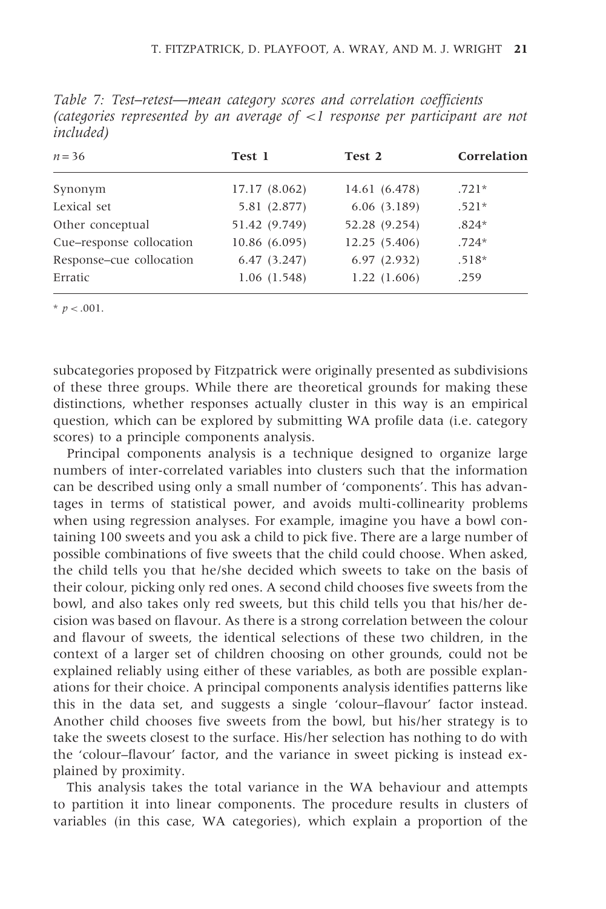*Table 7: Test–retest—mean category scores and correlation coefficients (categories represented by an average of <1 response per participant are not included)*

| $n = 36$ | Test 1 | Test 2 | Correlation |
|---|---|---|---|
| Synonym | 17.17 (8.062) | 14.61 (6.478) | .721* |
| Lexical set | 5.81 (2.877) | 6.06 (3.189) | .521* |
| Other conceptual | 51.42 (9.749) | 52.28 (9.254) | .824* |
| Cue–response collocation | 10.86 (6.095) | 12.25 (5.406) | .724* |
| Response–cue collocation | 6.47 (3.247) | 6.97 (2.932) | .518* |
| Erratic | 1.06 (1.548) | 1.22 (1.606) | .259 |

* $p < .001$.

subcategories proposed by Fitzpatrick were originally presented as subdivisions of these three groups. While there are theoretical grounds for making these distinctions, whether responses actually cluster in this way is an empirical question, which can be explored by submitting WA profile data (i.e. category scores) to a principle components analysis.

Principal components analysis is a technique designed to organize large numbers of inter-correlated variables into clusters such that the information can be described using only a small number of 'components'. This has advantages in terms of statistical power, and avoids multi-collinearity problems when using regression analyses. For example, imagine you have a bowl containing 100 sweets and you ask a child to pick five. There are a large number of possible combinations of five sweets that the child could choose. When asked, the child tells you that he/she decided which sweets to take on the basis of their colour, picking only red ones. A second child chooses five sweets from the bowl, and also takes only red sweets, but this child tells you that his/her decision was based on flavour. As there is a strong correlation between the colour and flavour of sweets, the identical selections of these two children, in the context of a larger set of children choosing on other grounds, could not be explained reliably using either of these variables, as both are possible explanations for their choice. A principal components analysis identifies patterns like this in the data set, and suggests a single 'colour–flavour' factor instead. Another child chooses five sweets from the bowl, but his/her strategy is to take the sweets closest to the surface. His/her selection has nothing to do with the 'colour–flavour' factor, and the variance in sweet picking is instead explained by proximity.

This analysis takes the total variance in the WA behaviour and attempts to partition it into linear components. The procedure results in clusters of variables (in this case, WA categories), which explain a proportion of the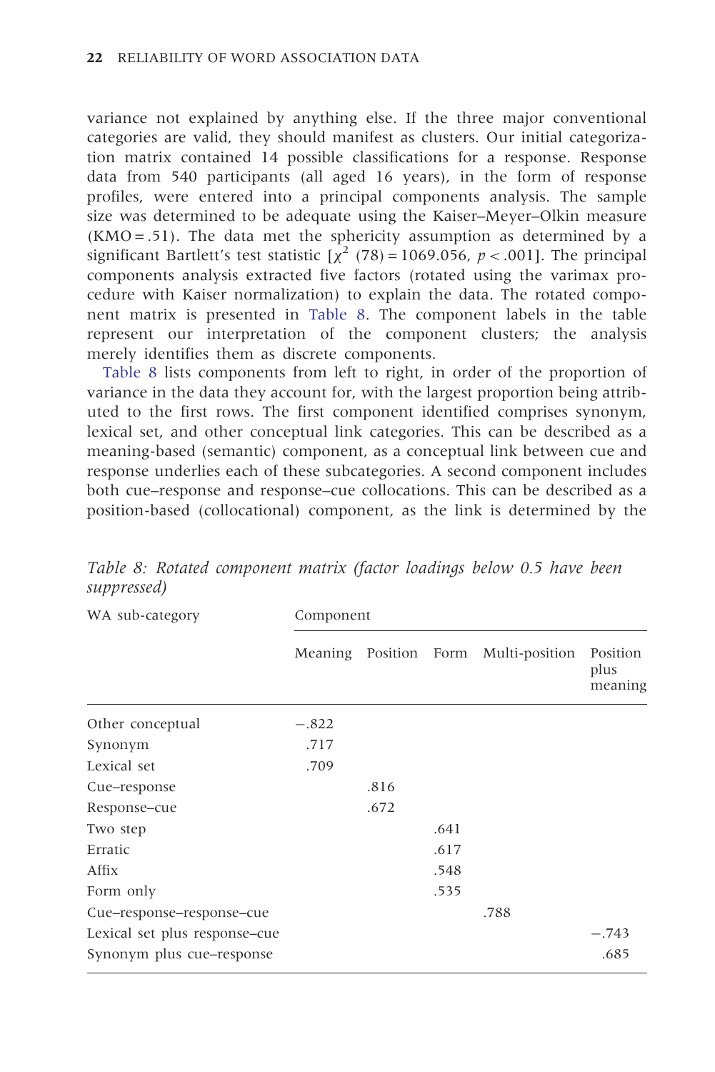variance not explained by anything else. If the three major conventional categories are valid, they should manifest as clusters. Our initial categorization matrix contained 14 possible classifications for a response. Response data from 540 participants (all aged 16 years), in the form of response profiles, were entered into a principal components analysis. The sample size was determined to be adequate using the Kaiser–Meyer–Olkin measure (KMO = .51). The data met the sphericity assumption as determined by a significant Bartlett's test statistic [$\chi^2$ (78) = 1069.056, $p < .001$]. The principal components analysis extracted five factors (rotated using the varimax procedure with Kaiser normalization) to explain the data. The rotated component matrix is presented in Table 8. The component labels in the table represent our interpretation of the component clusters; the analysis merely identifies them as discrete components.

Table 8 lists components from left to right, in order of the proportion of variance in the data they account for, with the largest proportion being attributed to the first rows. The first component identified comprises synonym, lexical set, and other conceptual link categories. This can be described as a meaning-based (semantic) component, as a conceptual link between cue and response underlies each of these subcategories. A second component includes both cue–response and response–cue collocations. This can be described as a position-based (collocational) component, as the link is determined by the

*Table 8: Rotated component matrix (factor loadings below 0.5 have been suppressed)*

| WA sub-category | Component | | | | |
|---|---|---|---|---|---|
| | Meaning | Position | Form | Multi-position | Position plus meaning |
| Other conceptual | −.822 | | | | |
| Synonym | .717 | | | | |
| Lexical set | .709 | | | | |
| Cue–response | | .816 | | | |
| Response–cue | | .672 | | | |
| Two step | | | .641 | | |
| Erratic | | | .617 | | |
| Affix | | | .548 | | |
| Form only | | | .535 | | |
| Cue–response–response–cue | | | | .788 | |
| Lexical set plus response–cue | | | | | −.743 |
| Synonym plus cue–response | | | | | .685 |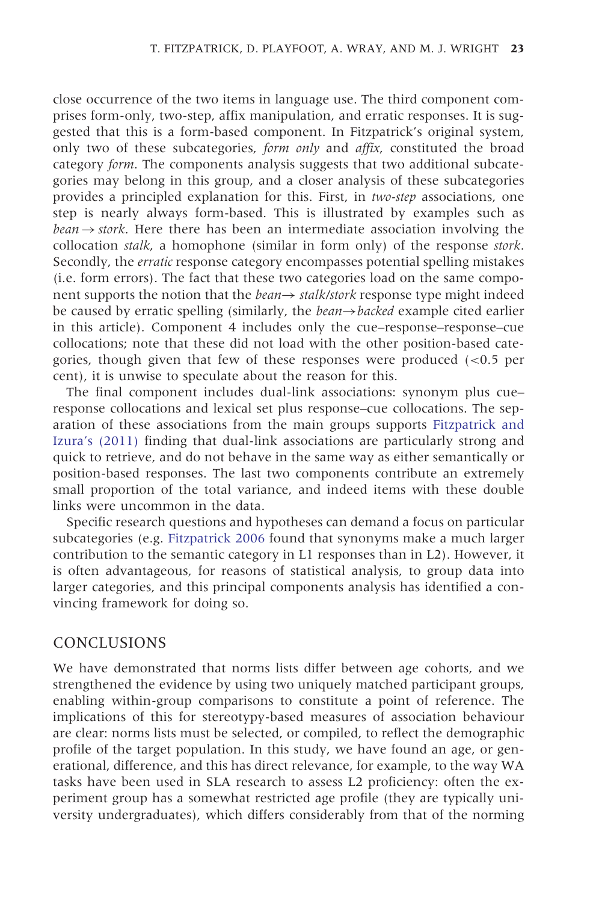close occurrence of the two items in language use. The third component comprises form-only, two-step, affix manipulation, and erratic responses. It is suggested that this is a form-based component. In Fitzpatrick's original system, only two of these subcategories, *form only* and *affix*, constituted the broad category *form*. The components analysis suggests that two additional subcategories may belong in this group, and a closer analysis of these subcategories provides a principled explanation for this. First, in *two-step* associations, one step is nearly always form-based. This is illustrated by examples such as *bean* → *stork*. Here there has been an intermediate association involving the collocation *stalk*, a homophone (similar in form only) of the response *stork*. Secondly, the *erratic* response category encompasses potential spelling mistakes (i.e. form errors). The fact that these two categories load on the same component supports the notion that the *bean*→ *stalk/stork* response type might indeed be caused by erratic spelling (similarly, the *bean*→*backed* example cited earlier in this article). Component 4 includes only the cue–response–response–cue collocations; note that these did not load with the other position-based categories, though given that few of these responses were produced (<0.5 per cent), it is unwise to speculate about the reason for this.

The final component includes dual-link associations: synonym plus cue–response collocations and lexical set plus response–cue collocations. The separation of these associations from the main groups supports Fitzpatrick and Izura's (2011) finding that dual-link associations are particularly strong and quick to retrieve, and do not behave in the same way as either semantically or position-based responses. The last two components contribute an extremely small proportion of the total variance, and indeed items with these double links were uncommon in the data.

Specific research questions and hypotheses can demand a focus on particular subcategories (e.g. Fitzpatrick 2006 found that synonyms make a much larger contribution to the semantic category in L1 responses than in L2). However, it is often advantageous, for reasons of statistical analysis, to group data into larger categories, and this principal components analysis has identified a convincing framework for doing so.

## CONCLUSIONS

We have demonstrated that norms lists differ between age cohorts, and we strengthened the evidence by using two uniquely matched participant groups, enabling within-group comparisons to constitute a point of reference. The implications of this for stereotypy-based measures of association behaviour are clear: norms lists must be selected, or compiled, to reflect the demographic profile of the target population. In this study, we have found an age, or generational, difference, and this has direct relevance, for example, to the way WA tasks have been used in SLA research to assess L2 proficiency: often the experiment group has a somewhat restricted age profile (they are typically university undergraduates), which differs considerably from that of the norming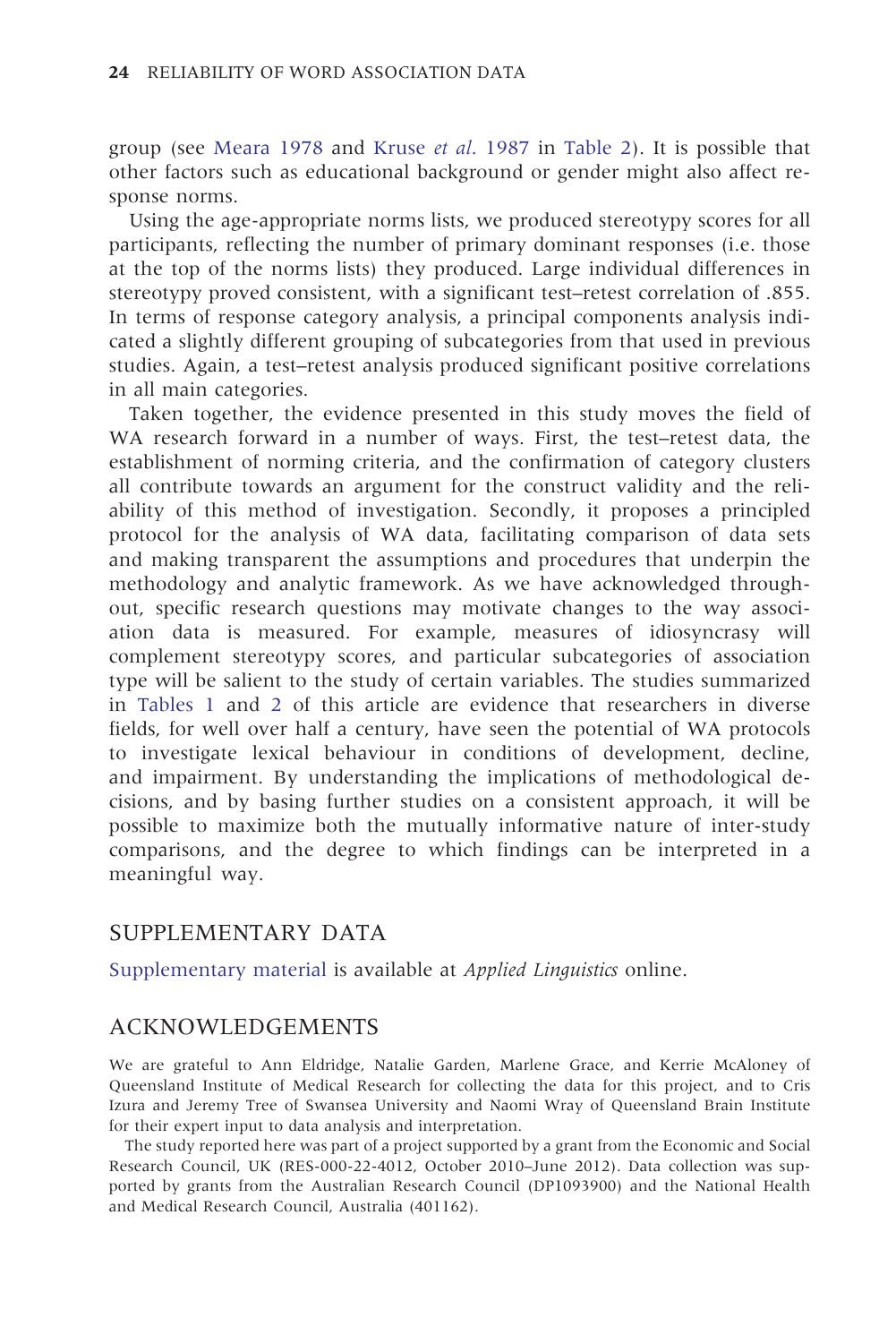group (see Meara 1978 and Kruse *et al*. 1987 in Table 2). It is possible that other factors such as educational background or gender might also affect response norms.

Using the age-appropriate norms lists, we produced stereotypy scores for all participants, reflecting the number of primary dominant responses (i.e. those at the top of the norms lists) they produced. Large individual differences in stereotypy proved consistent, with a significant test–retest correlation of .855. In terms of response category analysis, a principal components analysis indicated a slightly different grouping of subcategories from that used in previous studies. Again, a test–retest analysis produced significant positive correlations in all main categories.

Taken together, the evidence presented in this study moves the field of WA research forward in a number of ways. First, the test–retest data, the establishment of norming criteria, and the confirmation of category clusters all contribute towards an argument for the construct validity and the reliability of this method of investigation. Secondly, it proposes a principled protocol for the analysis of WA data, facilitating comparison of data sets and making transparent the assumptions and procedures that underpin the methodology and analytic framework. As we have acknowledged throughout, specific research questions may motivate changes to the way association data is measured. For example, measures of idiosyncrasy will complement stereotypy scores, and particular subcategories of association type will be salient to the study of certain variables. The studies summarized in Tables 1 and 2 of this article are evidence that researchers in diverse fields, for well over half a century, have seen the potential of WA protocols to investigate lexical behaviour in conditions of development, decline, and impairment. By understanding the implications of methodological decisions, and by basing further studies on a consistent approach, it will be possible to maximize both the mutually informative nature of inter-study comparisons, and the degree to which findings can be interpreted in a meaningful way.

## SUPPLEMENTARY DATA

Supplementary material is available at *Applied Linguistics* online.

## ACKNOWLEDGEMENTS

We are grateful to Ann Eldridge, Natalie Garden, Marlene Grace, and Kerrie McAloney of Queensland Institute of Medical Research for collecting the data for this project, and to Cris Izura and Jeremy Tree of Swansea University and Naomi Wray of Queensland Brain Institute for their expert input to data analysis and interpretation.

The study reported here was part of a project supported by a grant from the Economic and Social Research Council, UK (RES-000-22-4012, October 2010–June 2012). Data collection was supported by grants from the Australian Research Council (DP1093900) and the National Health and Medical Research Council, Australia (401162).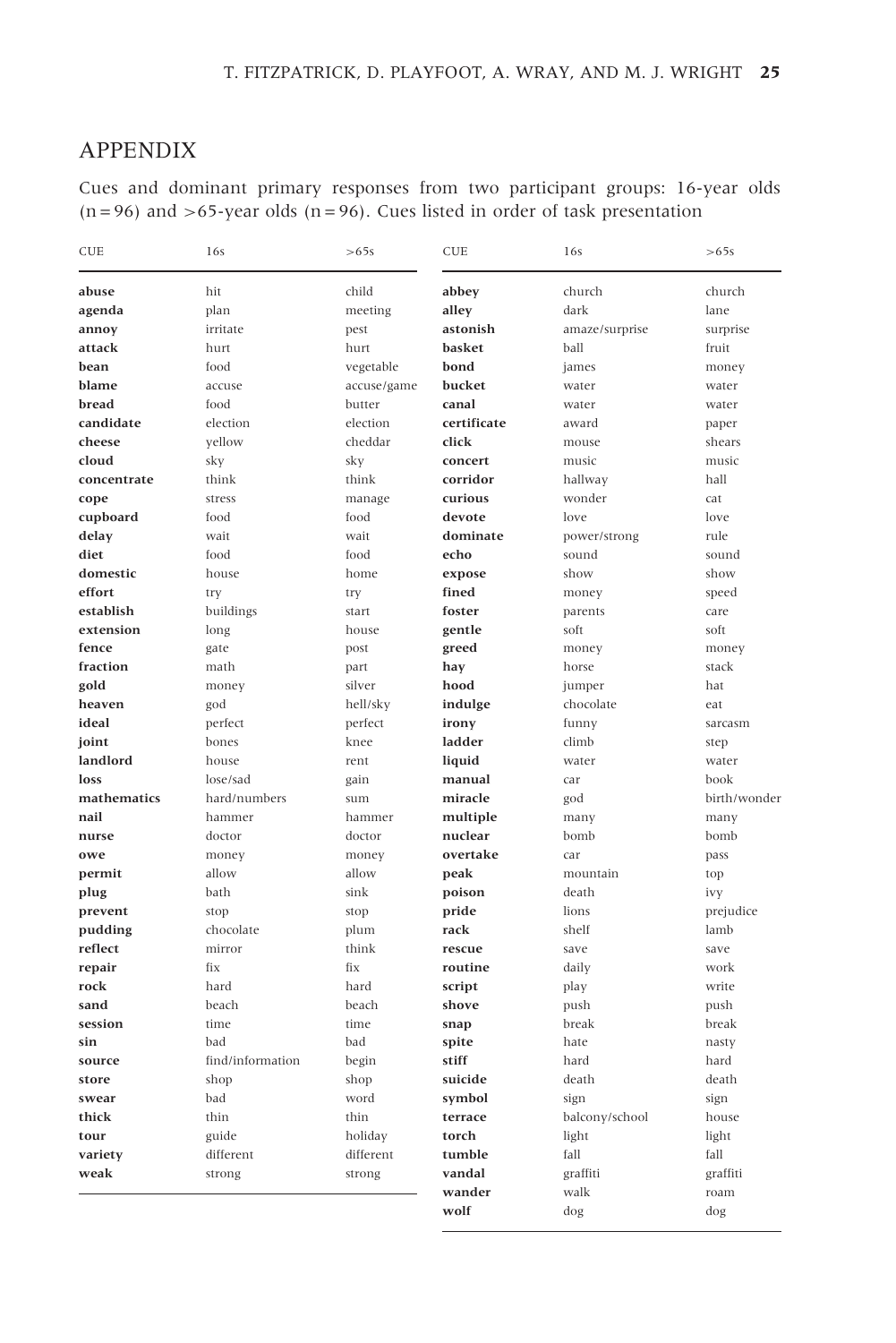## APPENDIX

Cues and dominant primary responses from two participant groups: 16-year olds (n = 96) and >65-year olds (n = 96). Cues listed in order of task presentation

| CUE | 16s | >65s | CUE | 16s | >65s |
|---|---|---|---|---|---|
| **abuse** | hit | child | **abbey** | church | church |
| **agenda** | plan | meeting | **alley** | dark | lane |
| **annoy** | irritate | pest | **astonish** | amaze/surprise | surprise |
| **attack** | hurt | hurt | **basket** | ball | fruit |
| **bean** | food | vegetable | **bond** | james | money |
| **blame** | accuse | accuse/game | **bucket** | water | water |
| **bread** | food | butter | **canal** | water | water |
| **candidate** | election | election | **certificate** | award | paper |
| **cheese** | yellow | cheddar | **click** | mouse | shears |
| **cloud** | sky | sky | **concert** | music | music |
| **concentrate** | think | think | **corridor** | hallway | hall |
| **cope** | stress | manage | **curious** | wonder | cat |
| **cupboard** | food | food | **devote** | love | love |
| **delay** | wait | wait | **dominate** | power/strong | rule |
| **diet** | food | food | **echo** | sound | sound |
| **domestic** | house | home | **expose** | show | show |
| **effort** | try | try | **fined** | money | speed |
| **establish** | buildings | start | **foster** | parents | care |
| **extension** | long | house | **gentle** | soft | soft |
| **fence** | gate | post | **greed** | money | money |
| **fraction** | math | part | **hay** | horse | stack |
| **gold** | money | silver | **hood** | jumper | hat |
| **heaven** | god | hell/sky | **indulge** | chocolate | eat |
| **ideal** | perfect | perfect | **irony** | funny | sarcasm |
| **joint** | bones | knee | **ladder** | climb | step |
| **landlord** | house | rent | **liquid** | water | water |
| **loss** | lose/sad | gain | **manual** | car | book |
| **mathematics** | hard/numbers | sum | **miracle** | god | birth/wonder |
| **nail** | hammer | hammer | **multiple** | many | many |
| **nurse** | doctor | doctor | **nuclear** | bomb | bomb |
| **owe** | money | money | **overtake** | car | pass |
| **permit** | allow | allow | **peak** | mountain | top |
| **plug** | bath | sink | **poison** | death | ivy |
| **prevent** | stop | stop | **pride** | lions | prejudice |
| **pudding** | chocolate | plum | **rack** | shelf | lamb |
| **reflect** | mirror | think | **rescue** | save | save |
| **repair** | fix | fix | **routine** | daily | work |
| **rock** | hard | hard | **script** | play | write |
| **sand** | beach | beach | **shove** | push | push |
| **session** | time | time | **snap** | break | break |
| **sin** | bad | bad | **spite** | hate | nasty |
| **source** | find/information | begin | **stiff** | hard | hard |
| **store** | shop | shop | **suicide** | death | death |
| **swear** | bad | word | **symbol** | sign | sign |
| **thick** | thin | thin | **terrace** | balcony/school | house |
| **tour** | guide | holiday | **torch** | light | light |
| **variety** | different | different | **tumble** | fall | fall |
| **weak** | strong | strong | **vandal** | graffiti | graffiti |
| | | | **wander** | walk | roam |
| | | | **wolf** | dog | dog |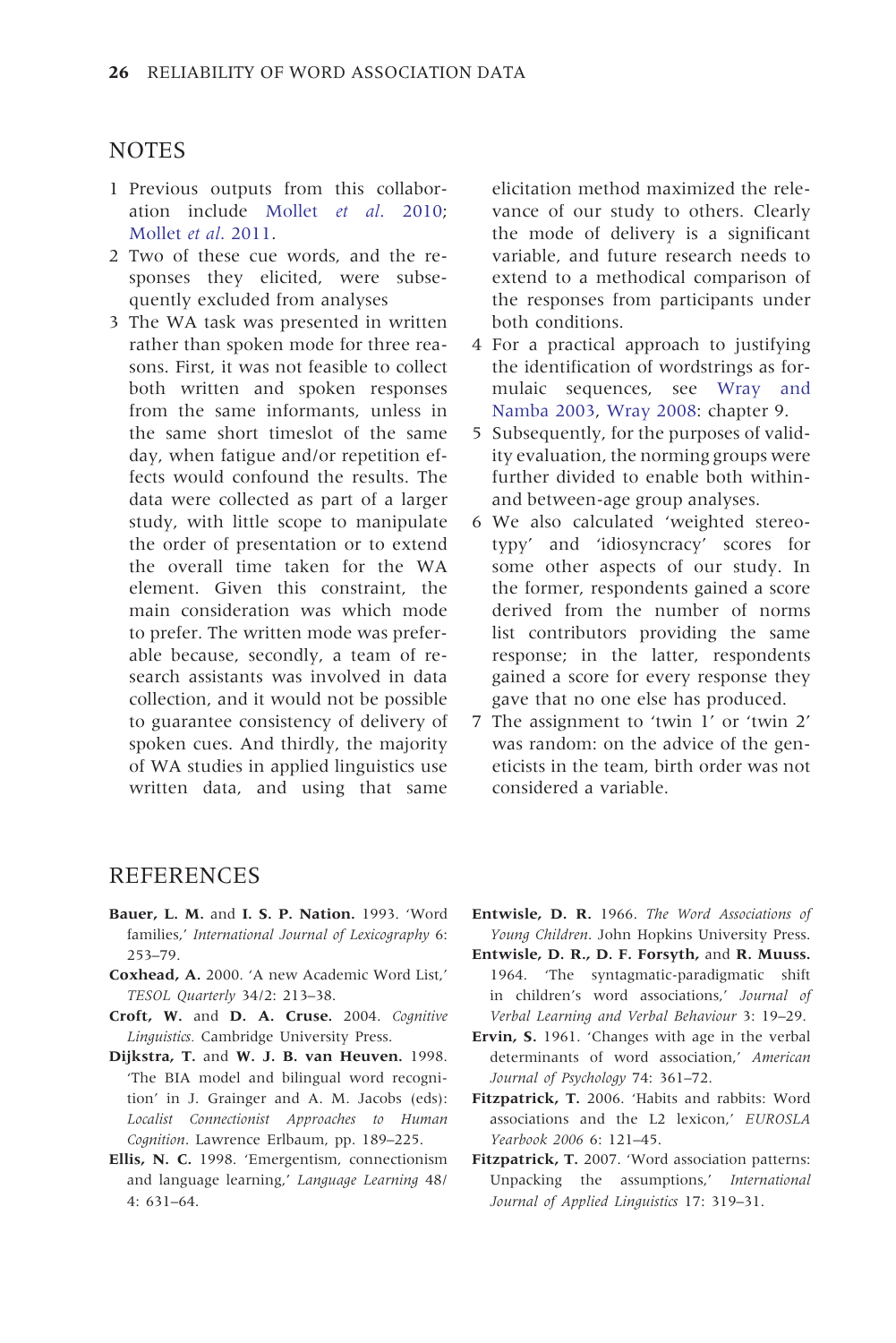## NOTES

1. Previous outputs from this collaboration include Mollet *et al*. 2010; Mollet *et al*. 2011.
2. Two of these cue words, and the responses they elicited, were subsequently excluded from analyses
3. The WA task was presented in written rather than spoken mode for three reasons. First, it was not feasible to collect both written and spoken responses from the same informants, unless in the same short timeslot of the same day, when fatigue and/or repetition effects would confound the results. The data were collected as part of a larger study, with little scope to manipulate the order of presentation or to extend the overall time taken for the WA element. Given this constraint, the main consideration was which mode to prefer. The written mode was preferable because, secondly, a team of research assistants was involved in data collection, and it would not be possible to guarantee consistency of delivery of spoken cues. And thirdly, the majority of WA studies in applied linguistics use written data, and using that same elicitation method maximized the relevance of our study to others. Clearly the mode of delivery is a significant variable, and future research needs to extend to a methodical comparison of the responses from participants under both conditions.
4. For a practical approach to justifying the identification of wordstrings as formulaic sequences, see Wray and Namba 2003, Wray 2008: chapter 9.
5. Subsequently, for the purposes of validity evaluation, the norming groups were further divided to enable both within- and between-age group analyses.
6. We also calculated 'weighted stereotypy' and 'idiosyncracy' scores for some other aspects of our study. In the former, respondents gained a score derived from the number of norms list contributors providing the same response; in the latter, respondents gained a score for every response they gave that no one else has produced.
7. The assignment to 'twin 1' or 'twin 2' was random: on the advice of the geneticists in the team, birth order was not considered a variable.

## REFERENCES

**Bauer, L. M.** and **I. S. P. Nation.** 1993. 'Word families,' *International Journal of Lexicography* 6: 253–79.

**Coxhead, A.** 2000. 'A new Academic Word List,' *TESOL Quarterly* 34/2: 213–38.

**Croft, W.** and **D. A. Cruse.** 2004. *Cognitive Linguistics.* Cambridge University Press.

**Dijkstra, T.** and **W. J. B. van Heuven.** 1998. 'The BIA model and bilingual word recognition' in J. Grainger and A. M. Jacobs (eds): *Localist Connectionist Approaches to Human Cognition*. Lawrence Erlbaum, pp. 189–225.

**Ellis, N. C.** 1998. 'Emergentism, connectionism and language learning,' *Language Learning* 48/4: 631–64.

**Entwisle, D. R.** 1966. *The Word Associations of Young Children*. John Hopkins University Press.

**Entwisle, D. R., D. F. Forsyth,** and **R. Muuss.** 1964. 'The syntagmatic-paradigmatic shift in children's word associations,' *Journal of Verbal Learning and Verbal Behaviour* 3: 19–29.

**Ervin, S.** 1961. 'Changes with age in the verbal determinants of word association,' *American Journal of Psychology* 74: 361–72.

**Fitzpatrick, T.** 2006. 'Habits and rabbits: Word associations and the L2 lexicon,' *EUROSLA Yearbook 2006* 6: 121–45.

**Fitzpatrick, T.** 2007. 'Word association patterns: Unpacking the assumptions,' *International Journal of Applied Linguistics* 17: 319–31.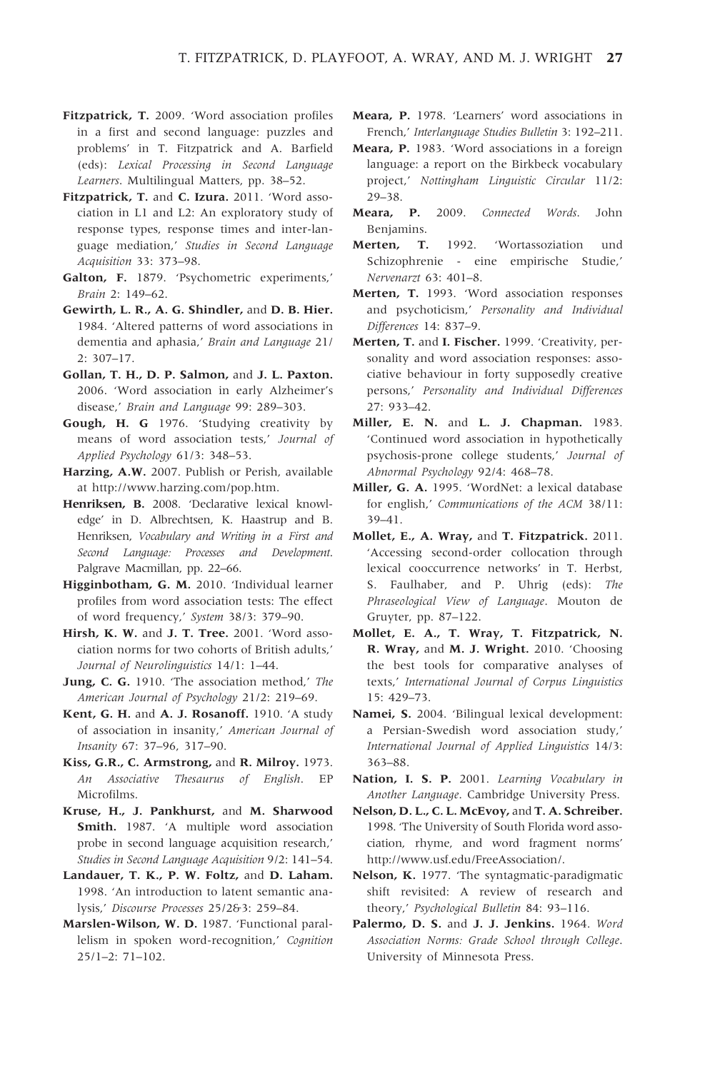**Fitzpatrick, T.** 2009. 'Word association profiles in a first and second language: puzzles and problems' in T. Fitzpatrick and A. Barfield (eds): *Lexical Processing in Second Language Learners*. Multilingual Matters, pp. 38–52.

**Fitzpatrick, T.** and **C. Izura.** 2011. 'Word association in L1 and L2: An exploratory study of response types, response times and inter-language mediation,' *Studies in Second Language Acquisition* 33: 373–98.

**Galton, F.** 1879. 'Psychometric experiments,' *Brain* 2: 149–62.

**Gewirth, L. R., A. G. Shindler,** and **D. B. Hier.** 1984. 'Altered patterns of word associations in dementia and aphasia,' *Brain and Language* 21/2: 307–17.

**Gollan, T. H., D. P. Salmon,** and **J. L. Paxton.** 2006. 'Word association in early Alzheimer's disease,' *Brain and Language* 99: 289–303.

**Gough, H. G** 1976. 'Studying creativity by means of word association tests,' *Journal of Applied Psychology* 61/3: 348–53.

**Harzing, A.W.** 2007. Publish or Perish, available at http://www.harzing.com/pop.htm.

**Henriksen, B.** 2008. 'Declarative lexical knowledge' in D. Albrechtsen, K. Haastrup and B. Henriksen, *Vocabulary and Writing in a First and Second Language: Processes and Development*. Palgrave Macmillan, pp. 22–66.

**Higginbotham, G. M.** 2010. 'Individual learner profiles from word association tests: The effect of word frequency,' *System* 38/3: 379–90.

**Hirsh, K. W.** and **J. T. Tree.** 2001. 'Word association norms for two cohorts of British adults,' *Journal of Neurolinguistics* 14/1: 1–44.

**Jung, C. G.** 1910. 'The association method,' *The American Journal of Psychology* 21/2: 219–69.

**Kent, G. H.** and **A. J. Rosanoff.** 1910. 'A study of association in insanity,' *American Journal of Insanity* 67: 37–96, 317–90.

**Kiss, G.R., C. Armstrong,** and **R. Milroy.** 1973. *An Associative Thesaurus of English*. EP Microfilms.

**Kruse, H., J. Pankhurst,** and **M. Sharwood Smith.** 1987. 'A multiple word association probe in second language acquisition research,' *Studies in Second Language Acquisition* 9/2: 141–54.

**Landauer, T. K., P. W. Foltz,** and **D. Laham.** 1998. 'An introduction to latent semantic analysis,' *Discourse Processes* 25/2&3: 259–84.

**Marslen-Wilson, W. D.** 1987. 'Functional parallelism in spoken word-recognition,' *Cognition* 25/1–2: 71–102.

**Meara, P.** 1978. 'Learners' word associations in French,' *Interlanguage Studies Bulletin* 3: 192–211.

**Meara, P.** 1983. 'Word associations in a foreign language: a report on the Birkbeck vocabulary project,' *Nottingham Linguistic Circular* 11/2: 29–38.

**Meara, P.** 2009. *Connected Words*. John Benjamins.

**Merten, T.** 1992. 'Wortassoziation und Schizophrenie - eine empirische Studie,' *Nervenarzt* 63: 401–8.

**Merten, T.** 1993. 'Word association responses and psychoticism,' *Personality and Individual Differences* 14: 837–9.

**Merten, T.** and **I. Fischer.** 1999. 'Creativity, personality and word association responses: associative behaviour in forty supposedly creative persons,' *Personality and Individual Differences* 27: 933–42.

**Miller, E. N.** and **L. J. Chapman.** 1983. 'Continued word association in hypothetically psychosis-prone college students,' *Journal of Abnormal Psychology* 92/4: 468–78.

**Miller, G. A.** 1995. 'WordNet: a lexical database for english,' *Communications of the ACM* 38/11: 39–41.

**Mollet, E., A. Wray,** and **T. Fitzpatrick.** 2011. 'Accessing second-order collocation through lexical cooccurrence networks' in T. Herbst, S. Faulhaber, and P. Uhrig (eds): *The Phraseological View of Language*. Mouton de Gruyter, pp. 87–122.

**Mollet, E. A., T. Wray, T. Fitzpatrick, N. R. Wray,** and **M. J. Wright.** 2010. 'Choosing the best tools for comparative analyses of texts,' *International Journal of Corpus Linguistics* 15: 429–73.

**Namei, S.** 2004. 'Bilingual lexical development: a Persian-Swedish word association study,' *International Journal of Applied Linguistics* 14/3: 363–88.

**Nation, I. S. P.** 2001. *Learning Vocabulary in Another Language*. Cambridge University Press.

**Nelson, D. L., C. L. McEvoy,** and **T. A. Schreiber.** 1998. 'The University of South Florida word association, rhyme, and word fragment norms' http://www.usf.edu/FreeAssociation/.

**Nelson, K.** 1977. 'The syntagmatic-paradigmatic shift revisited: A review of research and theory,' *Psychological Bulletin* 84: 93–116.

**Palermo, D. S.** and **J. J. Jenkins.** 1964. *Word Association Norms: Grade School through College*. University of Minnesota Press.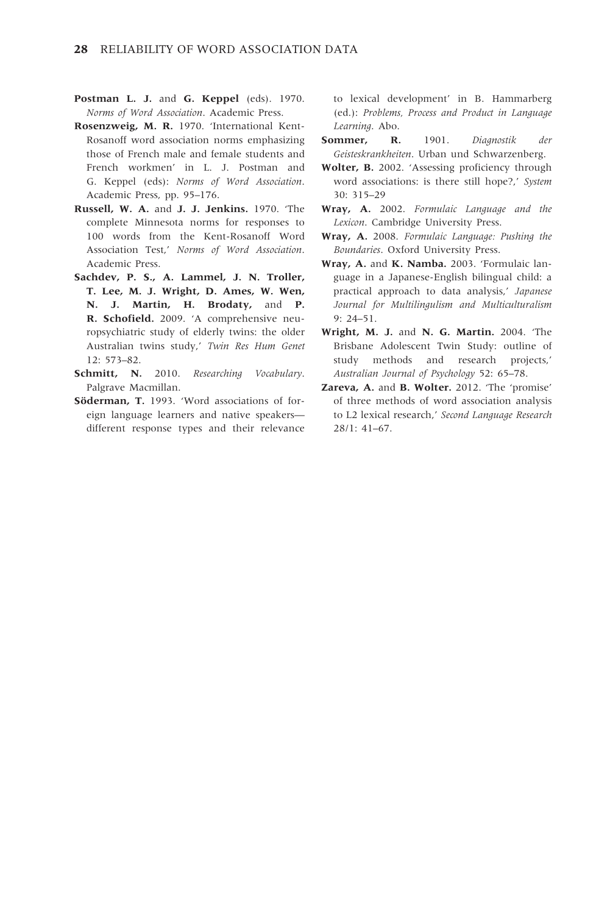**Postman L. J.** and **G. Keppel** (eds). 1970. *Norms of Word Association*. Academic Press.

**Rosenzweig, M. R.** 1970. 'International Kent-Rosanoff word association norms emphasizing those of French male and female students and French workmen' in L. J. Postman and G. Keppel (eds): *Norms of Word Association*. Academic Press, pp. 95–176.

**Russell, W. A.** and **J. J. Jenkins.** 1970. 'The complete Minnesota norms for responses to 100 words from the Kent-Rosanoff Word Association Test,' *Norms of Word Association*. Academic Press.

**Sachdev, P. S., A. Lammel, J. N. Troller, T. Lee, M. J. Wright, D. Ames, W. Wen, N. J. Martin, H. Brodaty,** and **P. R. Schofield.** 2009. 'A comprehensive neuropsychiatric study of elderly twins: the older Australian twins study,' *Twin Res Hum Genet* 12: 573–82.

**Schmitt, N.** 2010. *Researching Vocabulary*. Palgrave Macmillan.

**Söderman, T.** 1993. 'Word associations of foreign language learners and native speakers—different response types and their relevance to lexical development' in B. Hammarberg (ed.): *Problems, Process and Product in Language Learning*. Abo.

**Sommer, R.** 1901. *Diagnostik der Geisteskrankheiten*. Urban und Schwarzenberg.

**Wolter, B.** 2002. 'Assessing proficiency through word associations: is there still hope?,' *System* 30: 315–29

**Wray, A.** 2002. *Formulaic Language and the Lexicon*. Cambridge University Press.

**Wray, A.** 2008. *Formulaic Language: Pushing the Boundaries*. Oxford University Press.

**Wray, A.** and **K. Namba.** 2003. 'Formulaic language in a Japanese-English bilingual child: a practical approach to data analysis,' *Japanese Journal for Multilingulism and Multiculturalism* 9: 24–51.

**Wright, M. J.** and **N. G. Martin.** 2004. 'The Brisbane Adolescent Twin Study: outline of study methods and research projects,' *Australian Journal of Psychology* 52: 65–78.

**Zareva, A.** and **B. Wolter.** 2012. 'The 'promise' of three methods of word association analysis to L2 lexical research,' *Second Language Research* 28/1: 41–67.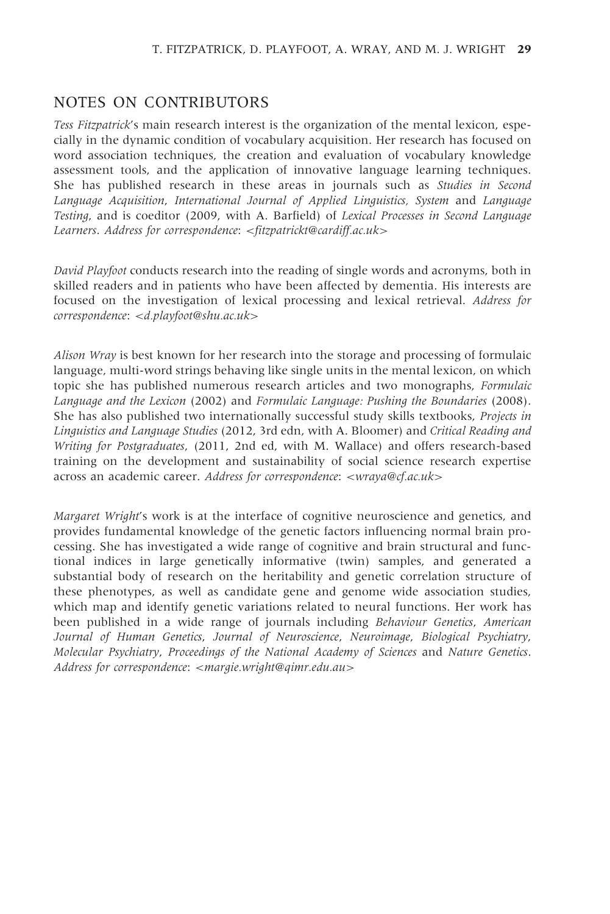## NOTES ON CONTRIBUTORS

*Tess Fitzpatrick*'s main research interest is the organization of the mental lexicon, especially in the dynamic condition of vocabulary acquisition. Her research has focused on word association techniques, the creation and evaluation of vocabulary knowledge assessment tools, and the application of innovative language learning techniques. She has published research in these areas in journals such as *Studies in Second Language Acquisition*, *International Journal of Applied Linguistics, System* and *Language Testing*, and is coeditor (2009, with A. Barfield) of *Lexical Processes in Second Language Learners*. *Address for correspondence*: <fitzpatrickt@cardiff.ac.uk>

*David Playfoot* conducts research into the reading of single words and acronyms, both in skilled readers and in patients who have been affected by dementia. His interests are focused on the investigation of lexical processing and lexical retrieval. *Address for correspondence*: <d.playfoot@shu.ac.uk>

*Alison Wray* is best known for her research into the storage and processing of formulaic language, multi-word strings behaving like single units in the mental lexicon, on which topic she has published numerous research articles and two monographs, *Formulaic Language and the Lexicon* (2002) and *Formulaic Language: Pushing the Boundaries* (2008). She has also published two internationally successful study skills textbooks, *Projects in Linguistics and Language Studies* (2012, 3rd edn, with A. Bloomer) and *Critical Reading and Writing for Postgraduates*, (2011, 2nd ed, with M. Wallace) and offers research-based training on the development and sustainability of social science research expertise across an academic career. *Address for correspondence*: <wraya@cf.ac.uk>

*Margaret Wright*'s work is at the interface of cognitive neuroscience and genetics, and provides fundamental knowledge of the genetic factors influencing normal brain processing. She has investigated a wide range of cognitive and brain structural and functional indices in large genetically informative (twin) samples, and generated a substantial body of research on the heritability and genetic correlation structure of these phenotypes, as well as candidate gene and genome wide association studies, which map and identify genetic variations related to neural functions. Her work has been published in a wide range of journals including *Behaviour Genetics*, *American Journal of Human Genetics*, *Journal of Neuroscience*, *Neuroimage*, *Biological Psychiatry*, *Molecular Psychiatry*, *Proceedings of the National Academy of Sciences* and *Nature Genetics*. *Address for correspondence*: <margie.wright@qimr.edu.au>